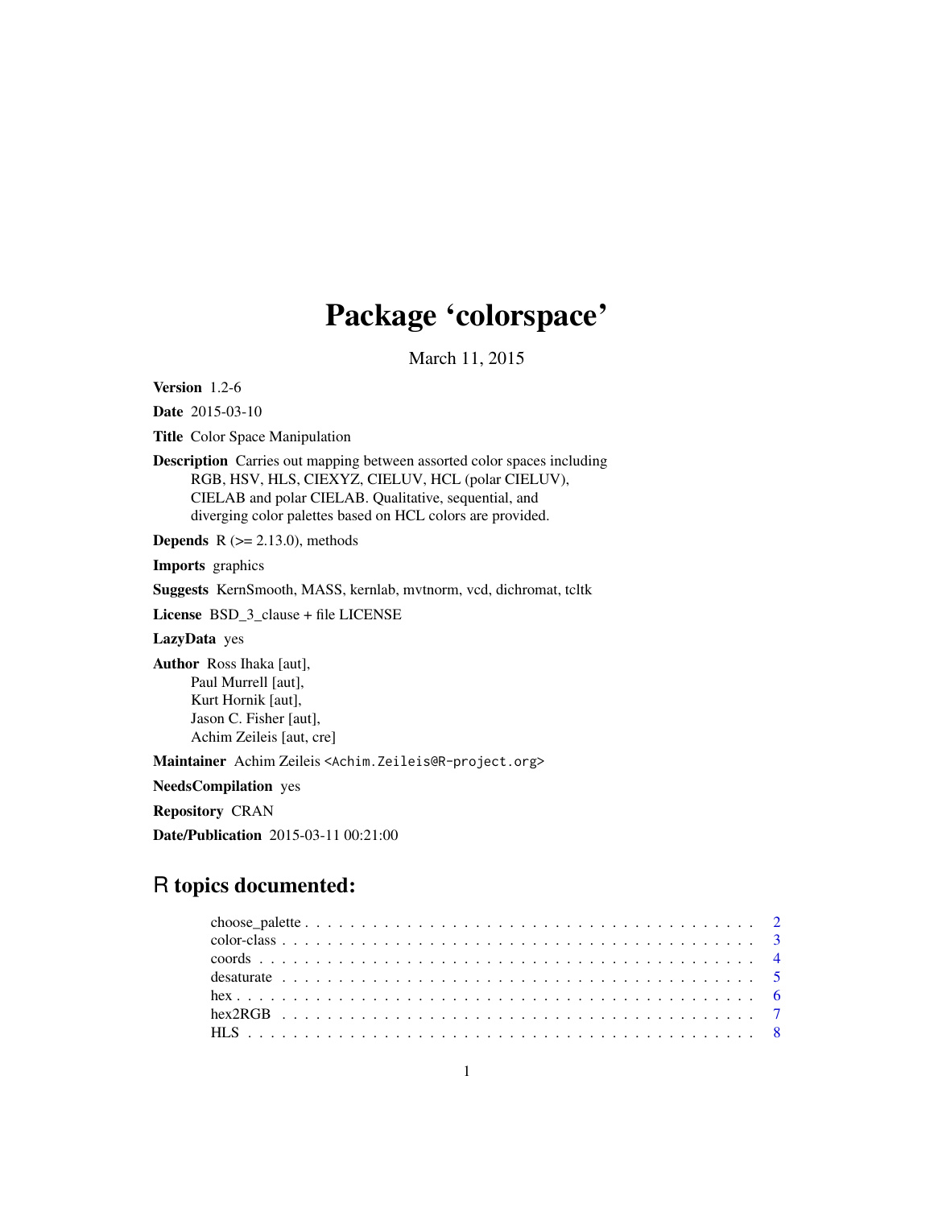# Package 'colorspace'

March 11, 2015

**Version** 1.2-6

**Date** 2015-03-10

**Title** Color Space Manipulation

**Description** Carries out mapping between assorted color spaces including RGB, HSV, HLS, CIEXYZ, CIELUV, HCL (polar CIELUV), CIELAB and polar CIELAB. Qualitative, sequential, and diverging color palettes based on HCL colors are provided.

**Depends** R (>= 2.13.0), methods

**Imports** graphics

**Suggests** KernSmooth, MASS, kernlab, mvtnorm, vcd, dichromat, tcltk

**License** BSD_3_clause + file LICENSE

**LazyData** yes

**Author** Ross Ihaka [aut],
Paul Murrell [aut],
Kurt Hornik [aut],
Jason C. Fisher [aut],
Achim Zeileis [aut, cre]

**Maintainer** Achim Zeileis <Achim.Zeileis@R-project.org>

**NeedsCompilation** yes

**Repository** CRAN

**Date/Publication** 2015-03-11 00:21:00

## R topics documented:

| | |
|---|---|
| choose_palette | 2 |
| color-class | 3 |
| coords | 4 |
| desaturate | 5 |
| hex | 6 |
| hex2RGB | 7 |
| HLS | 8 |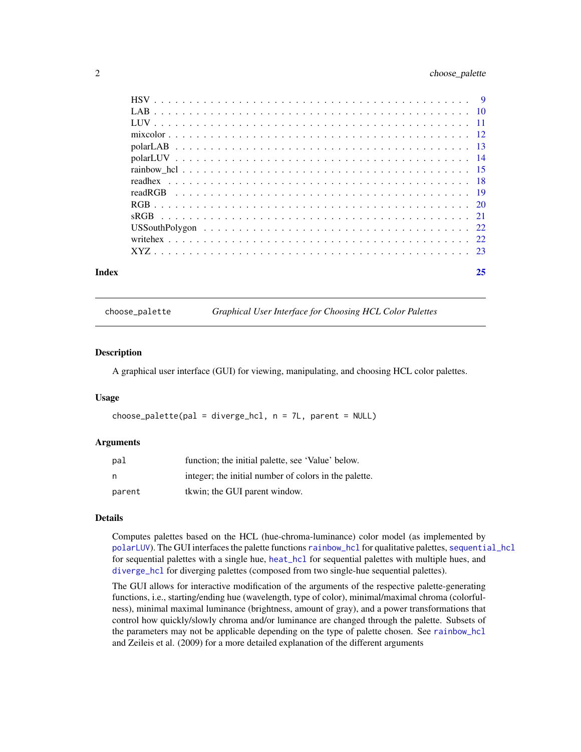| | |
|---|---|
| HSV | 9 |
| LAB | 10 |
| LUV | 11 |
| mixcolor | 12 |
| polarLAB | 13 |
| polarLUV | 14 |
| rainbow_hcl | 15 |
| readhex | 18 |
| readRGB | 19 |
| RGB | 20 |
| sRGB | 21 |
| USSouthPolygon | 22 |
| writehex | 22 |
| XYZ | 23 |

**Index** **25**

---

`choose_palette` *Graphical User Interface for Choosing HCL Color Palettes*

---

### Description

A graphical user interface (GUI) for viewing, manipulating, and choosing HCL color palettes.

### Usage

```
choose_palette(pal = diverge_hcl, n = 7L, parent = NULL)
```

### Arguments

| | |
|---|---|
| `pal` | function; the initial palette, see 'Value' below. |
| `n` | integer; the initial number of colors in the palette. |
| `parent` | tkwin; the GUI parent window. |

### Details

Computes palettes based on the HCL (hue-chroma-luminance) color model (as implemented by `polarLUV`). The GUI interfaces the palette functions `rainbow_hcl` for qualitative palettes, `sequential_hcl` for sequential palettes with a single hue, `heat_hcl` for sequential palettes with multiple hues, and `diverge_hcl` for diverging palettes (composed from two single-hue sequential palettes).

The GUI allows for interactive modification of the arguments of the respective palette-generating functions, i.e., starting/ending hue (wavelength, type of color), minimal/maximal chroma (colorfulness), minimal maximal luminance (brightness, amount of gray), and a power transformations that control how quickly/slowly chroma and/or luminance are changed through the palette. Subsets of the parameters may not be applicable depending on the type of palette chosen. See `rainbow_hcl` and Zeileis et al. (2009) for a more detailed explanation of the different arguments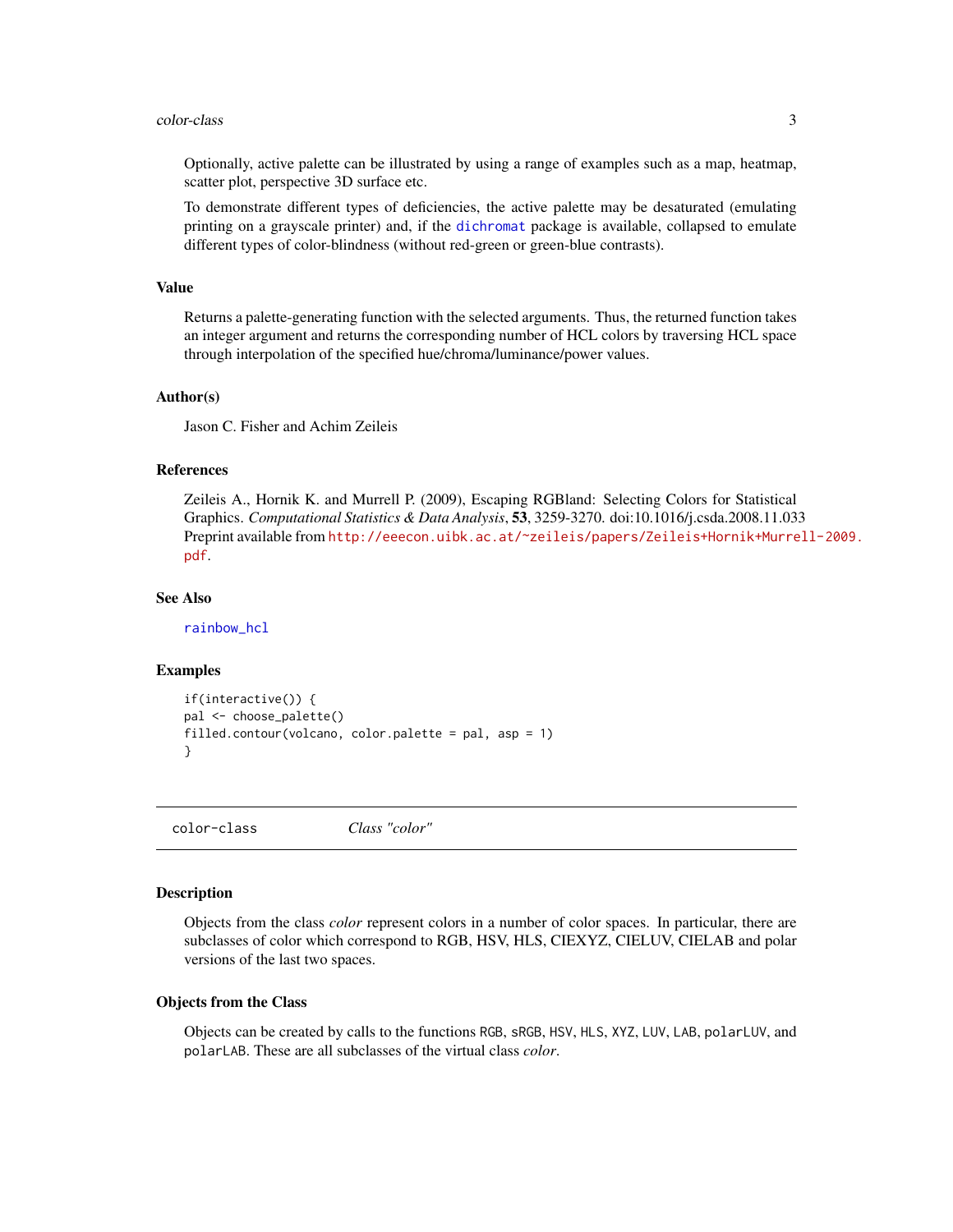Optionally, active palette can be illustrated by using a range of examples such as a map, heatmap, scatter plot, perspective 3D surface etc.

To demonstrate different types of deficiencies, the active palette may be desaturated (emulating printing on a grayscale printer) and, if the dichromat package is available, collapsed to emulate different types of color-blindness (without red-green or green-blue contrasts).

### Value

Returns a palette-generating function with the selected arguments. Thus, the returned function takes an integer argument and returns the corresponding number of HCL colors by traversing HCL space through interpolation of the specified hue/chroma/luminance/power values.

### Author(s)

Jason C. Fisher and Achim Zeileis

### References

Zeileis A., Hornik K. and Murrell P. (2009), Escaping RGBland: Selecting Colors for Statistical Graphics. *Computational Statistics & Data Analysis*, **53**, 3259-3270. doi:10.1016/j.csda.2008.11.033
Preprint available from http://eeecon.uibk.ac.at/~zeileis/papers/Zeileis+Hornik+Murrell-2009.pdf.

### See Also

rainbow_hcl

### Examples

```
if(interactive()) {
pal <- choose_palette()
filled.contour(volcano, color.palette = pal, asp = 1)
}
```

---

## color-class *Class "color"*

### Description

Objects from the class *color* represent colors in a number of color spaces. In particular, there are subclasses of color which correspond to RGB, HSV, HLS, CIEXYZ, CIELUV, CIELAB and polar versions of the last two spaces.

### Objects from the Class

Objects can be created by calls to the functions RGB, sRGB, HSV, HLS, XYZ, LUV, LAB, polarLUV, and polarLAB. These are all subclasses of the virtual class *color*.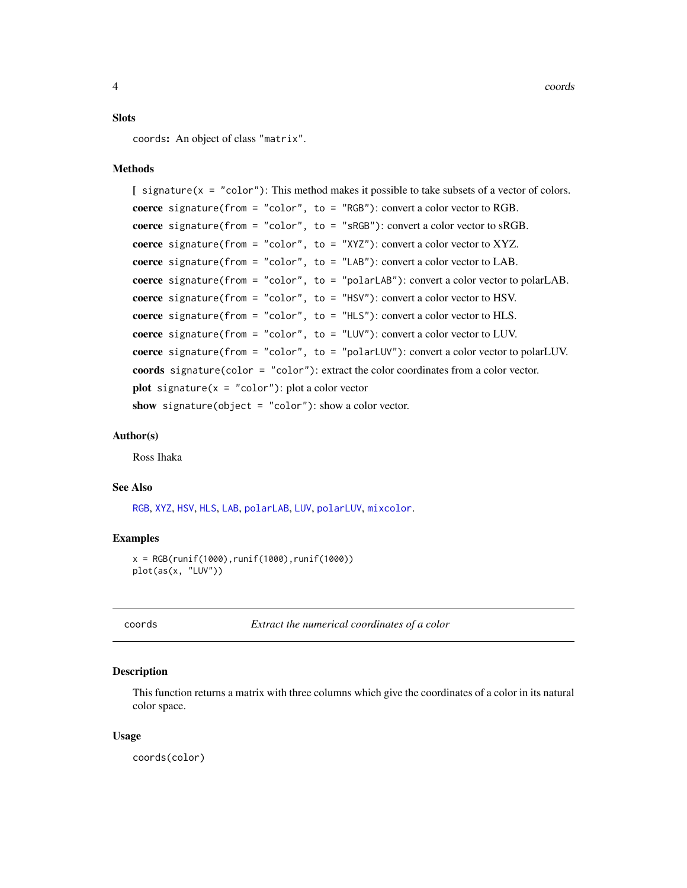### Slots

`coords`: An object of class `"matrix"`.

### Methods

**[** `signature(x = "color")`: This method makes it possible to take subsets of a vector of colors.

**coerce** `signature(from = "color", to = "RGB")`: convert a color vector to RGB.

**coerce** `signature(from = "color", to = "sRGB")`: convert a color vector to sRGB.

**coerce** `signature(from = "color", to = "XYZ")`: convert a color vector to XYZ.

**coerce** `signature(from = "color", to = "LAB")`: convert a color vector to LAB.

**coerce** `signature(from = "color", to = "polarLAB")`: convert a color vector to polarLAB.

**coerce** `signature(from = "color", to = "HSV")`: convert a color vector to HSV.

**coerce** `signature(from = "color", to = "HLS")`: convert a color vector to HLS.

**coerce** `signature(from = "color", to = "LUV")`: convert a color vector to LUV.

**coerce** `signature(from = "color", to = "polarLUV")`: convert a color vector to polarLUV.

**coords** `signature(color = "color")`: extract the color coordinates from a color vector.

**plot** `signature(x = "color")`: plot a color vector

**show** `signature(object = "color")`: show a color vector.

### Author(s)

Ross Ihaka

### See Also

`RGB`, `XYZ`, `HSV`, `HLS`, `LAB`, `polarLAB`, `LUV`, `polarLUV`, `mixcolor`.

### Examples

```
x = RGB(runif(1000),runif(1000),runif(1000))
plot(as(x, "LUV"))
```

---

## coords — *Extract the numerical coordinates of a color*

### Description

This function returns a matrix with three columns which give the coordinates of a color in its natural color space.

### Usage

```
coords(color)
```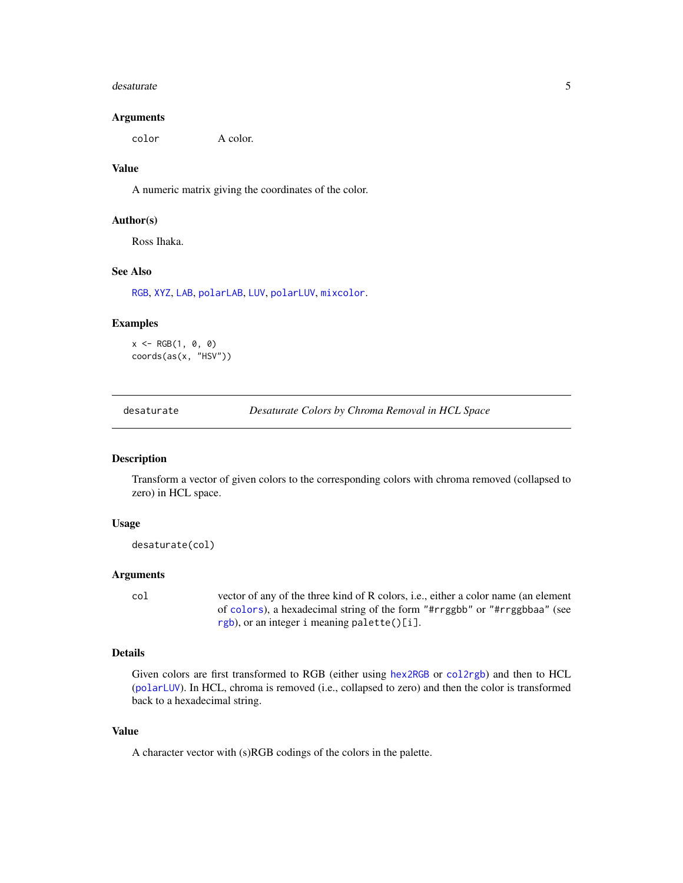### Arguments

`color` A color.

### Value

A numeric matrix giving the coordinates of the color.

### Author(s)

Ross Ihaka.

### See Also

`RGB`, `XYZ`, `LAB`, `polarLAB`, `LUV`, `polarLUV`, `mixcolor`.

### Examples

```
x <- RGB(1, 0, 0)
coords(as(x, "HSV"))
```

---

## desaturate — *Desaturate Colors by Chroma Removal in HCL Space*

### Description

Transform a vector of given colors to the corresponding colors with chroma removed (collapsed to zero) in HCL space.

### Usage

```
desaturate(col)
```

### Arguments

`col` vector of any of the three kind of R colors, i.e., either a color name (an element of `colors`), a hexadecimal string of the form `"#rrggbb"` or `"#rrggbbaa"` (see `rgb`), or an integer `i` meaning `palette()[i]`.

### Details

Given colors are first transformed to RGB (either using `hex2RGB` or `col2rgb`) and then to HCL (`polarLUV`). In HCL, chroma is removed (i.e., collapsed to zero) and then the color is transformed back to a hexadecimal string.

### Value

A character vector with (s)RGB codings of the colors in the palette.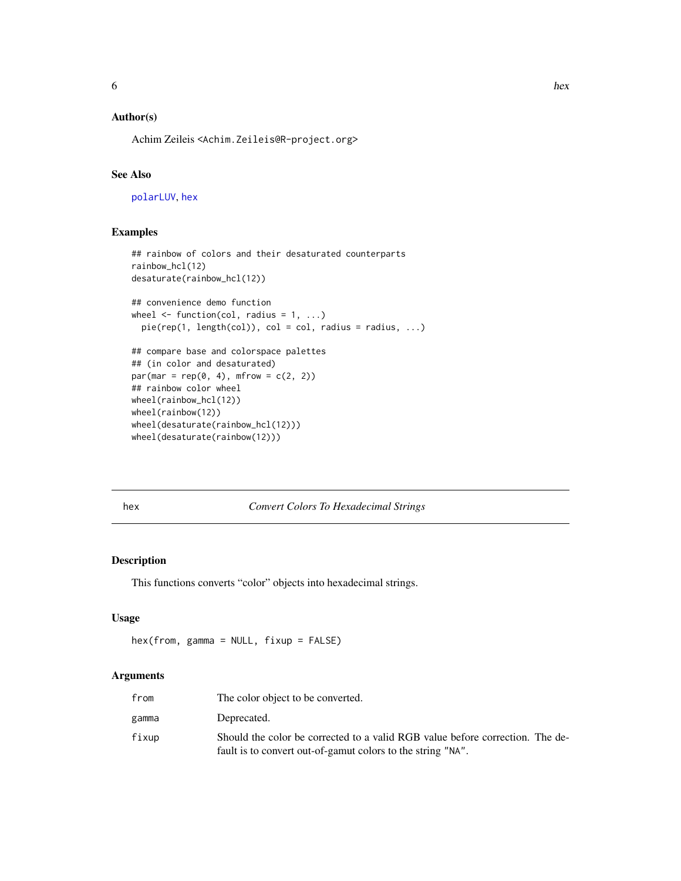### Author(s)

Achim Zeileis <Achim.Zeileis@R-project.org>

### See Also

polarLUV, hex

### Examples

```
## rainbow of colors and their desaturated counterparts
rainbow_hcl(12)
desaturate(rainbow_hcl(12))

## convenience demo function
wheel <- function(col, radius = 1, ...)
  pie(rep(1, length(col)), col = col, radius = radius, ...)

## compare base and colorspace palettes
## (in color and desaturated)
par(mar = rep(0, 4), mfrow = c(2, 2))
## rainbow color wheel
wheel(rainbow_hcl(12))
wheel(rainbow(12))
wheel(desaturate(rainbow_hcl(12)))
wheel(desaturate(rainbow(12)))
```

---

## hex — *Convert Colors To Hexadecimal Strings*

### Description

This functions converts "color" objects into hexadecimal strings.

### Usage

```
hex(from, gamma = NULL, fixup = FALSE)
```

### Arguments

| | |
|---|---|
| from | The color object to be converted. |
| gamma | Deprecated. |
| fixup | Should the color be corrected to a valid RGB value before correction. The default is to convert out-of-gamut colors to the string "NA". |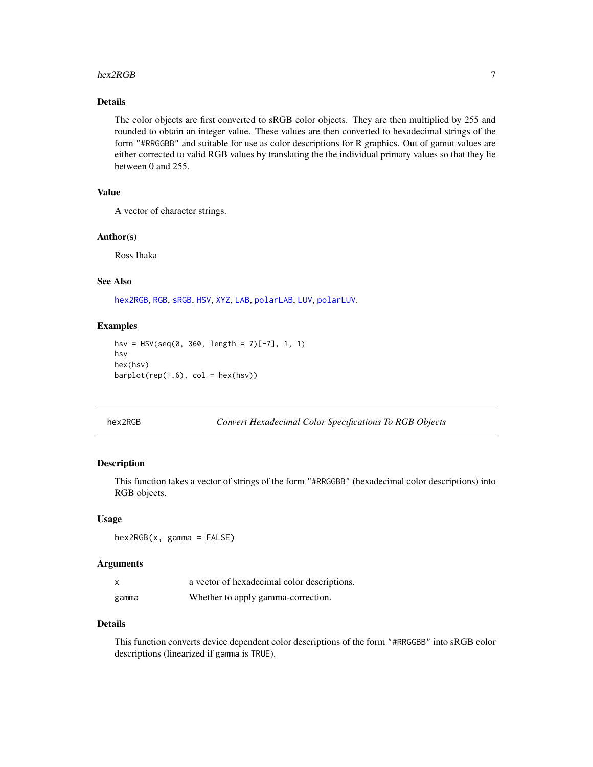## Details

The color objects are first converted to sRGB color objects. They are then multiplied by 255 and rounded to obtain an integer value. These values are then converted to hexadecimal strings of the form "#RRGGBB" and suitable for use as color descriptions for R graphics. Out of gamut values are either corrected to valid RGB values by translating the the individual primary values so that they lie between 0 and 255.

## Value

A vector of character strings.

## Author(s)

Ross Ihaka

## See Also

hex2RGB, RGB, sRGB, HSV, XYZ, LAB, polarLAB, LUV, polarLUV.

## Examples

```
hsv = HSV(seq(0, 360, length = 7)[-7], 1, 1)
hsv
hex(hsv)
barplot(rep(1,6), col = hex(hsv))
```

---

# hex2RGB — *Convert Hexadecimal Color Specifications To RGB Objects*

## Description

This function takes a vector of strings of the form "#RRGGBB" (hexadecimal color descriptions) into RGB objects.

## Usage

```
hex2RGB(x, gamma = FALSE)
```

## Arguments

| | |
|---|---|
| x | a vector of hexadecimal color descriptions. |
| gamma | Whether to apply gamma-correction. |

## Details

This function converts device dependent color descriptions of the form "#RRGGBB" into sRGB color descriptions (linearized if gamma is TRUE).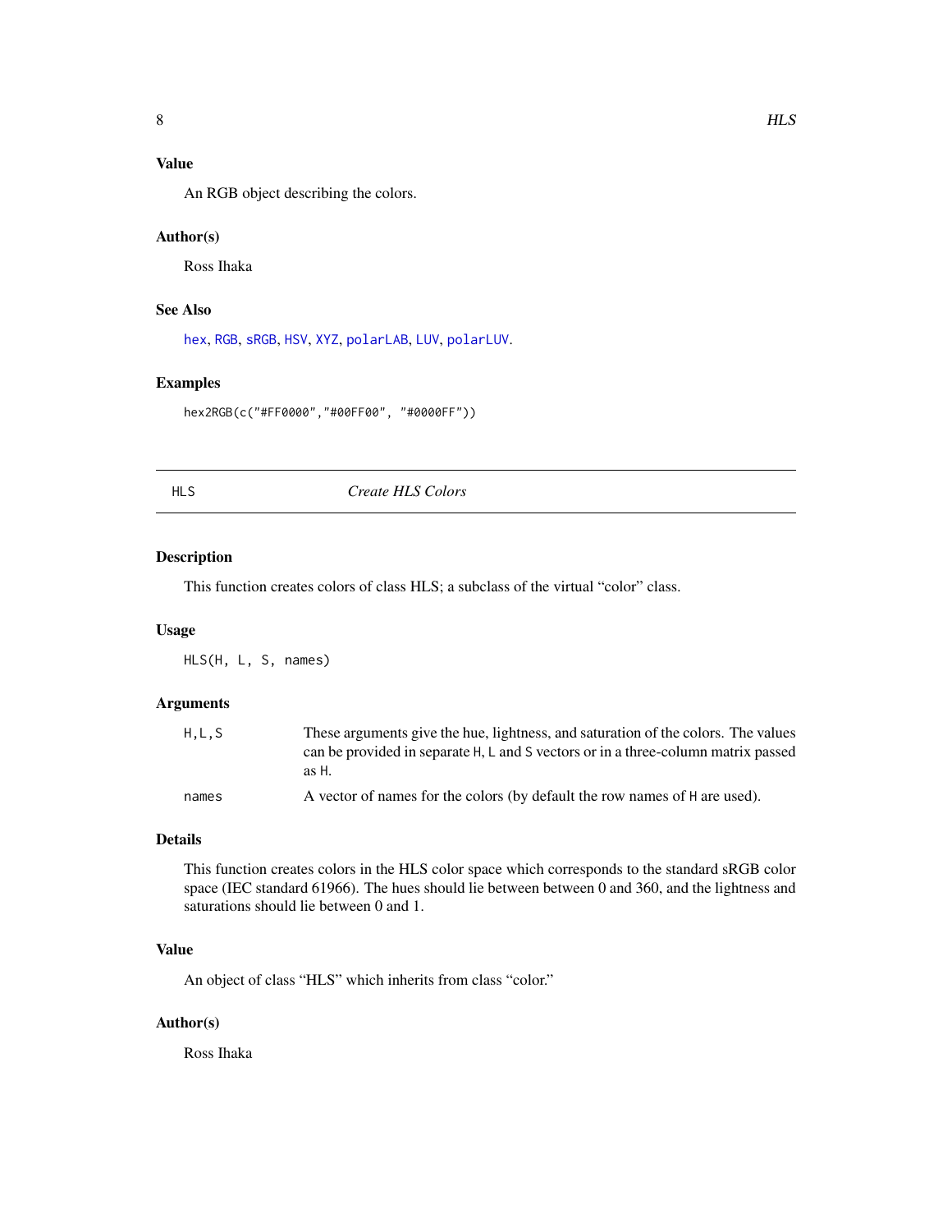### Value

An RGB object describing the colors.

### Author(s)

Ross Ihaka

### See Also

hex, RGB, sRGB, HSV, XYZ, polarLAB, LUV, polarLUV.

### Examples

```
hex2RGB(c("#FF0000","#00FF00", "#0000FF"))
```

---

## HLS *Create HLS Colors*

---

### Description

This function creates colors of class HLS; a subclass of the virtual "color" class.

### Usage

```
HLS(H, L, S, names)
```

### Arguments

| | |
|---|---|
| H,L,S | These arguments give the hue, lightness, and saturation of the colors. The values can be provided in separate H, L and S vectors or in a three-column matrix passed as H. |
| names | A vector of names for the colors (by default the row names of H are used). |

### Details

This function creates colors in the HLS color space which corresponds to the standard sRGB color space (IEC standard 61966). The hues should lie between between 0 and 360, and the lightness and saturations should lie between 0 and 1.

### Value

An object of class "HLS" which inherits from class "color."

### Author(s)

Ross Ihaka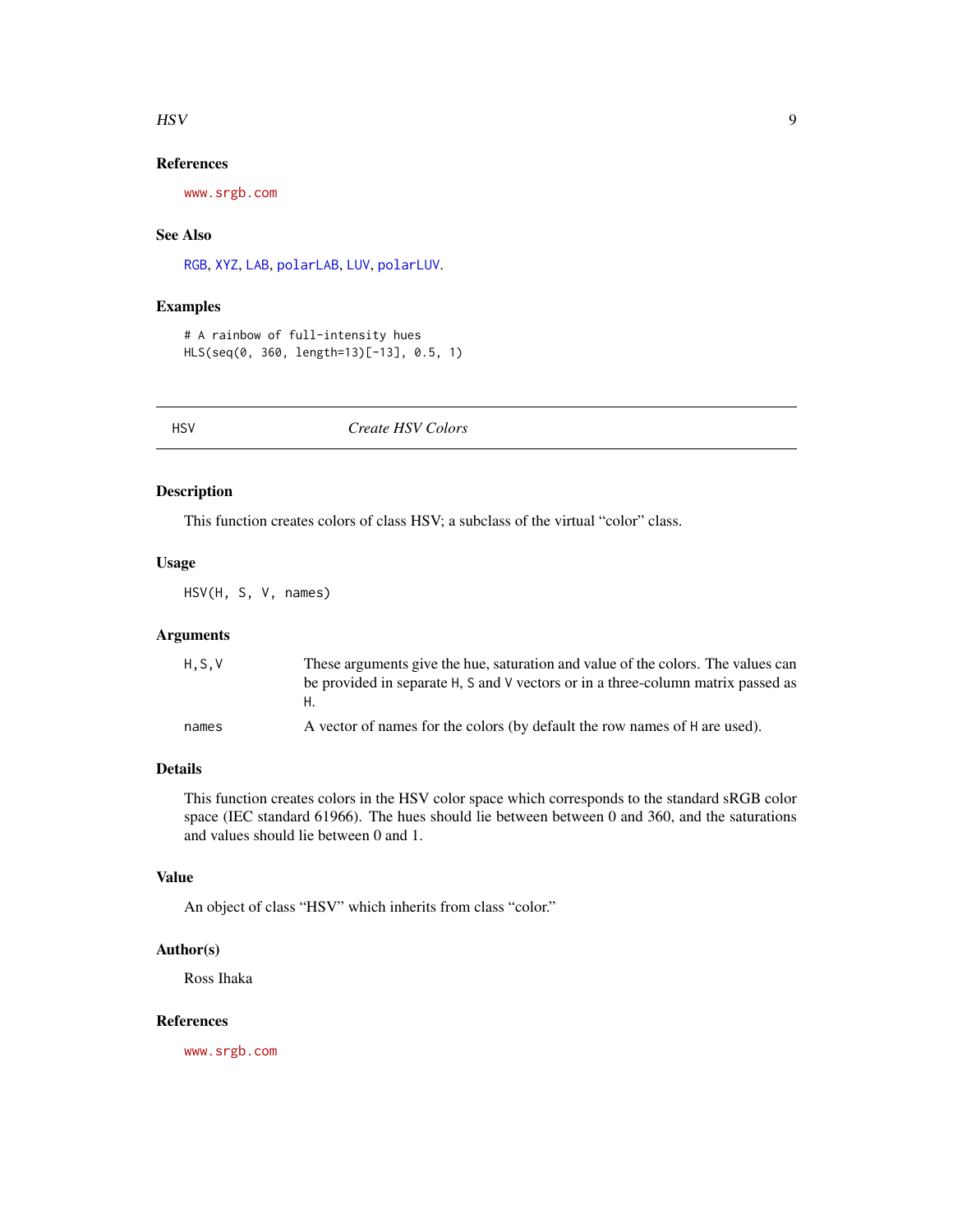### References

www.srgb.com

### See Also

RGB, XYZ, LAB, polarLAB, LUV, polarLUV.

### Examples

```
# A rainbow of full-intensity hues
HLS(seq(0, 360, length=13)[-13], 0.5, 1)
```

---

## HSV *Create HSV Colors*

---

### Description

This function creates colors of class HSV; a subclass of the virtual "color" class.

### Usage

```
HSV(H, S, V, names)
```

### Arguments

| | |
|---|---|
| H,S,V | These arguments give the hue, saturation and value of the colors. The values can be provided in separate H, S and V vectors or in a three-column matrix passed as H. |
| names | A vector of names for the colors (by default the row names of H are used). |

### Details

This function creates colors in the HSV color space which corresponds to the standard sRGB color space (IEC standard 61966). The hues should lie between between 0 and 360, and the saturations and values should lie between 0 and 1.

### Value

An object of class "HSV" which inherits from class "color."

### Author(s)

Ross Ihaka

### References

www.srgb.com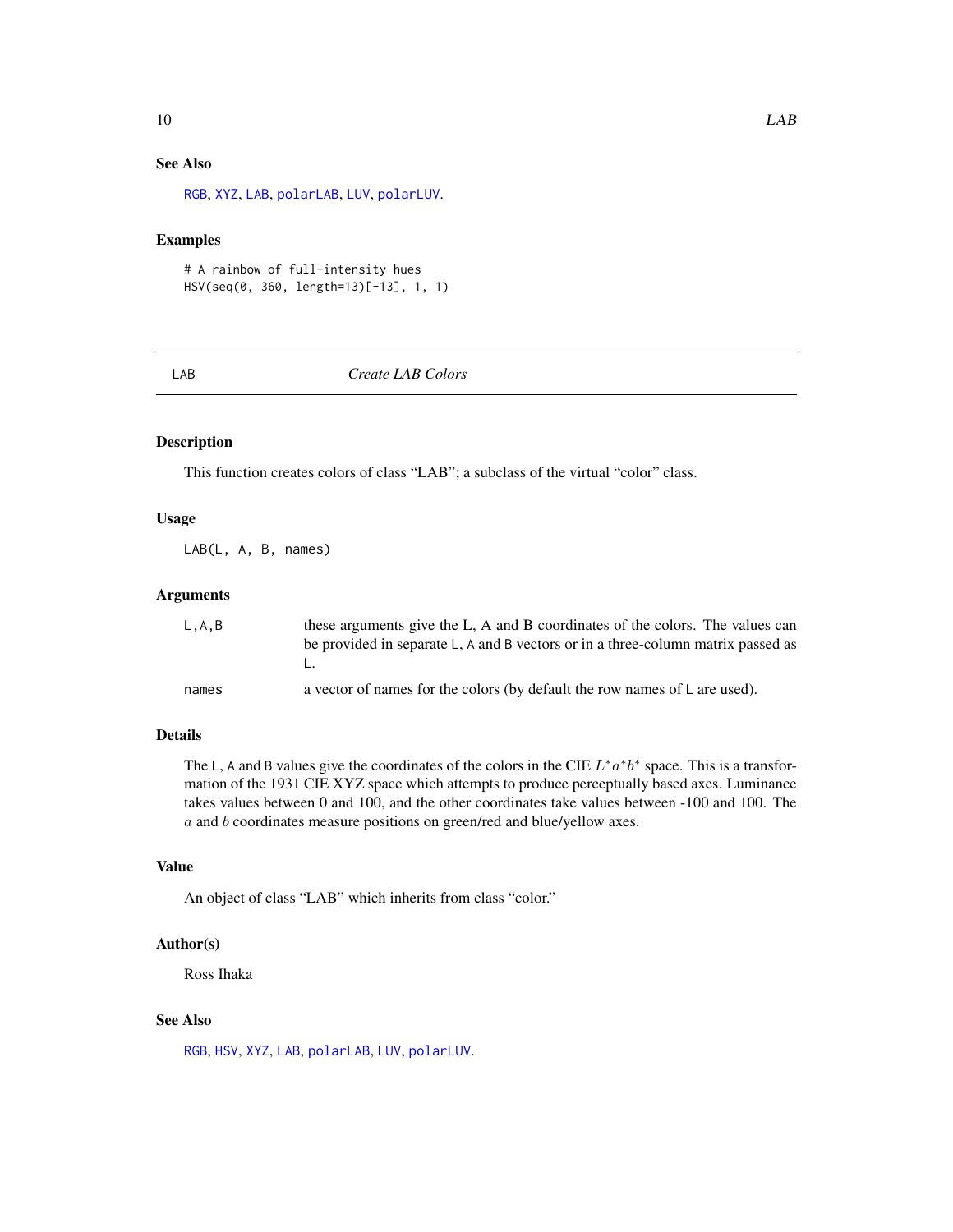### See Also

RGB, XYZ, LAB, polarLAB, LUV, polarLUV.

### Examples

```
# A rainbow of full-intensity hues
HSV(seq(0, 360, length=13)[-13], 1, 1)
```

---

## LAB — *Create LAB Colors*

---

### Description

This function creates colors of class "LAB"; a subclass of the virtual "color" class.

### Usage

```
LAB(L, A, B, names)
```

### Arguments

| | |
|---|---|
| L,A,B | these arguments give the L, A and B coordinates of the colors. The values can be provided in separate L, A and B vectors or in a three-column matrix passed as L. |
| names | a vector of names for the colors (by default the row names of L are used). |

### Details

The L, A and B values give the coordinates of the colors in the CIE $L^*a^*b^*$ space. This is a transformation of the 1931 CIE XYZ space which attempts to produce perceptually based axes. Luminance takes values between 0 and 100, and the other coordinates take values between -100 and 100. The $a$ and $b$ coordinates measure positions on green/red and blue/yellow axes.

### Value

An object of class "LAB" which inherits from class "color."

### Author(s)

Ross Ihaka

### See Also

RGB, HSV, XYZ, LAB, polarLAB, LUV, polarLUV.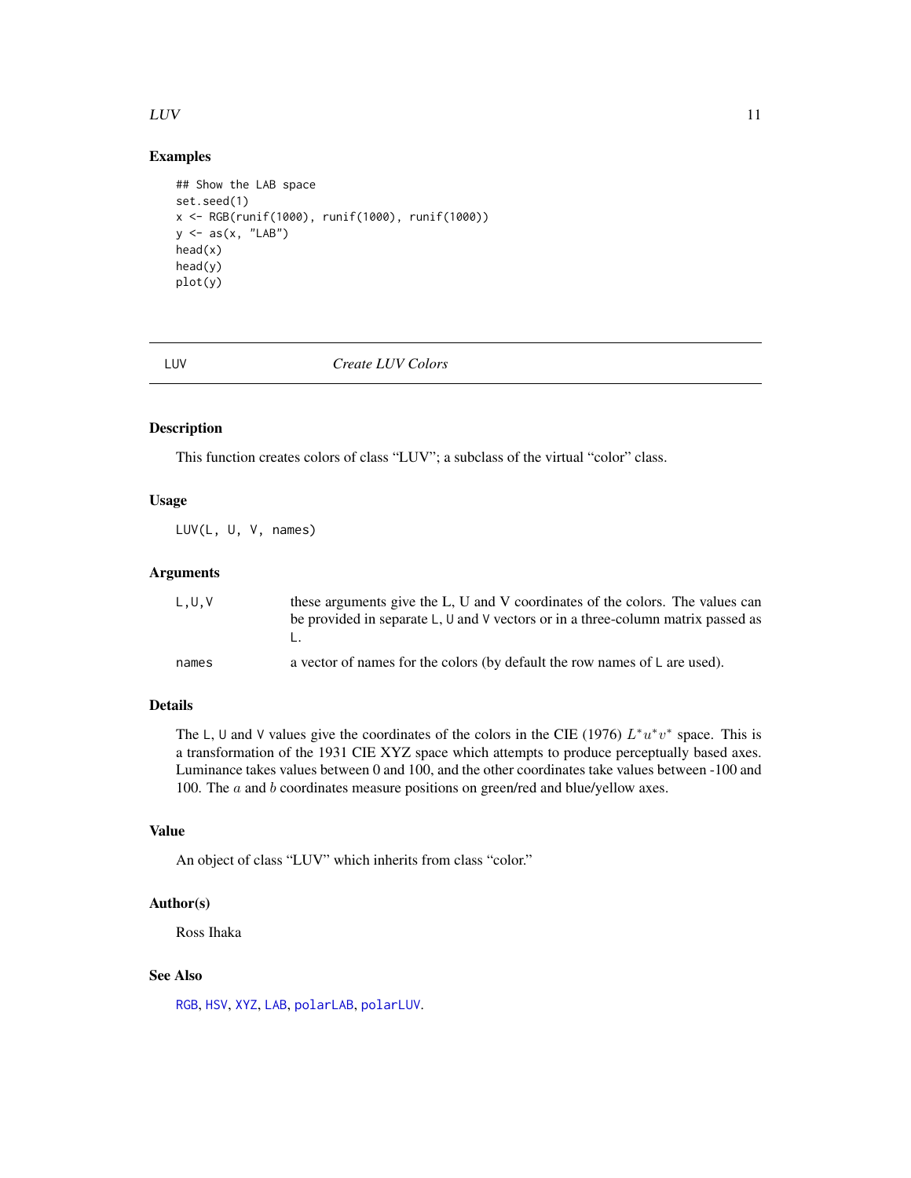## Examples

```
## Show the LAB space
set.seed(1)
x <- RGB(runif(1000), runif(1000), runif(1000))
y <- as(x, "LAB")
head(x)
head(y)
plot(y)
```

---

LUV *Create LUV Colors*

---

### Description

This function creates colors of class "LUV"; a subclass of the virtual "color" class.

### Usage

```
LUV(L, U, V, names)
```

### Arguments

| | |
|---|---|
| L,U,V | these arguments give the L, U and V coordinates of the colors. The values can be provided in separate L, U and V vectors or in a three-column matrix passed as L. |
| names | a vector of names for the colors (by default the row names of L are used). |

### Details

The L, U and V values give the coordinates of the colors in the CIE (1976) $L^{*}u^{*}v^{*}$ space. This is a transformation of the 1931 CIE XYZ space which attempts to produce perceptually based axes. Luminance takes values between 0 and 100, and the other coordinates take values between -100 and 100. The $a$ and $b$ coordinates measure positions on green/red and blue/yellow axes.

### Value

An object of class "LUV" which inherits from class "color."

### Author(s)

Ross Ihaka

### See Also

RGB, HSV, XYZ, LAB, polarLAB, polarLUV.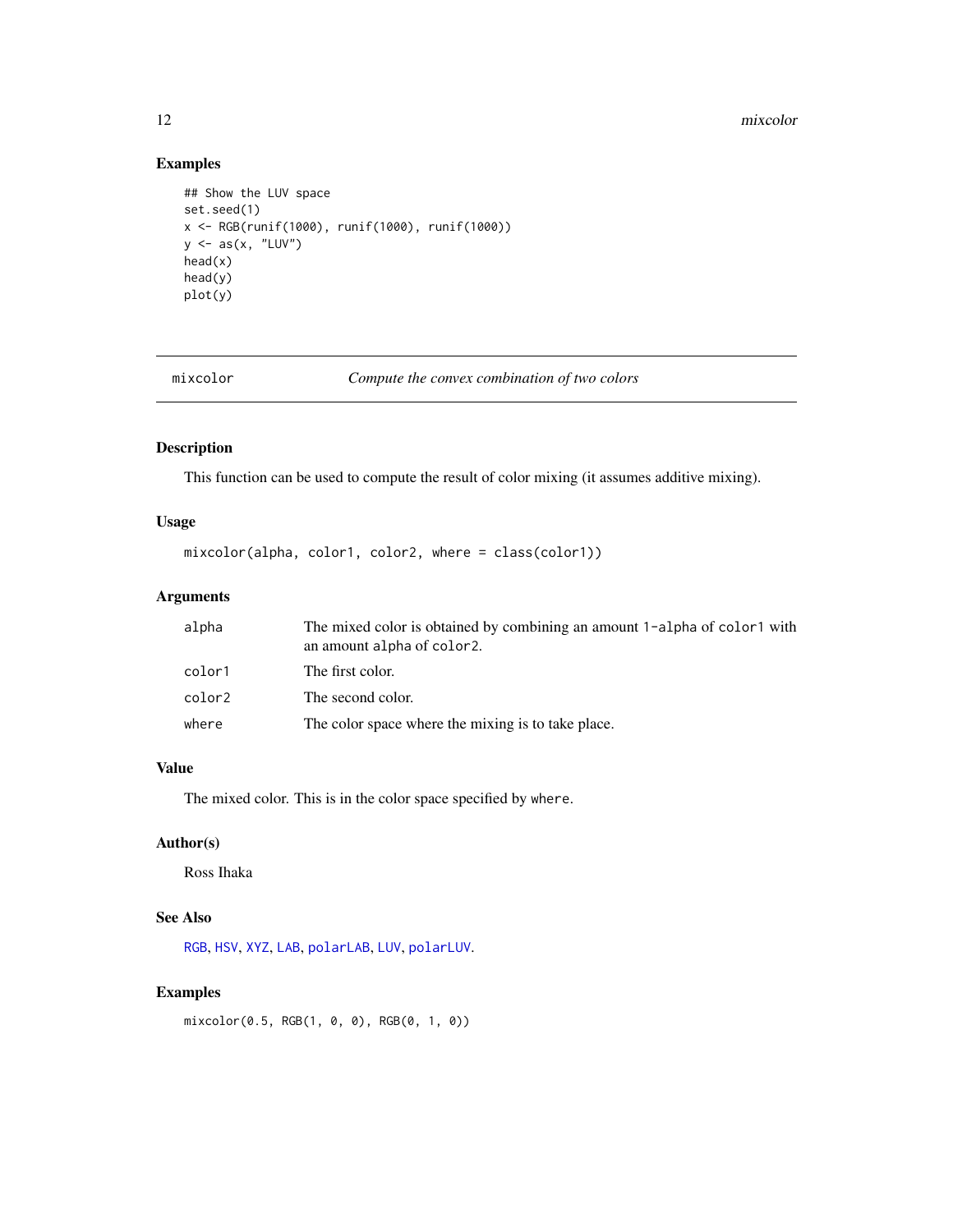## Examples

```
## Show the LUV space
set.seed(1)
x <- RGB(runif(1000), runif(1000), runif(1000))
y <- as(x, "LUV")
head(x)
head(y)
plot(y)
```

---

mixcolor *Compute the convex combination of two colors*

---

### Description

This function can be used to compute the result of color mixing (it assumes additive mixing).

### Usage

```
mixcolor(alpha, color1, color2, where = class(color1))
```

### Arguments

| | |
|---|---|
| alpha | The mixed color is obtained by combining an amount 1-alpha of color1 with an amount alpha of color2. |
| color1 | The first color. |
| color2 | The second color. |
| where | The color space where the mixing is to take place. |

### Value

The mixed color. This is in the color space specified by where.

### Author(s)

Ross Ihaka

### See Also

RGB, HSV, XYZ, LAB, polarLAB, LUV, polarLUV.

### Examples

```
mixcolor(0.5, RGB(1, 0, 0), RGB(0, 1, 0))
```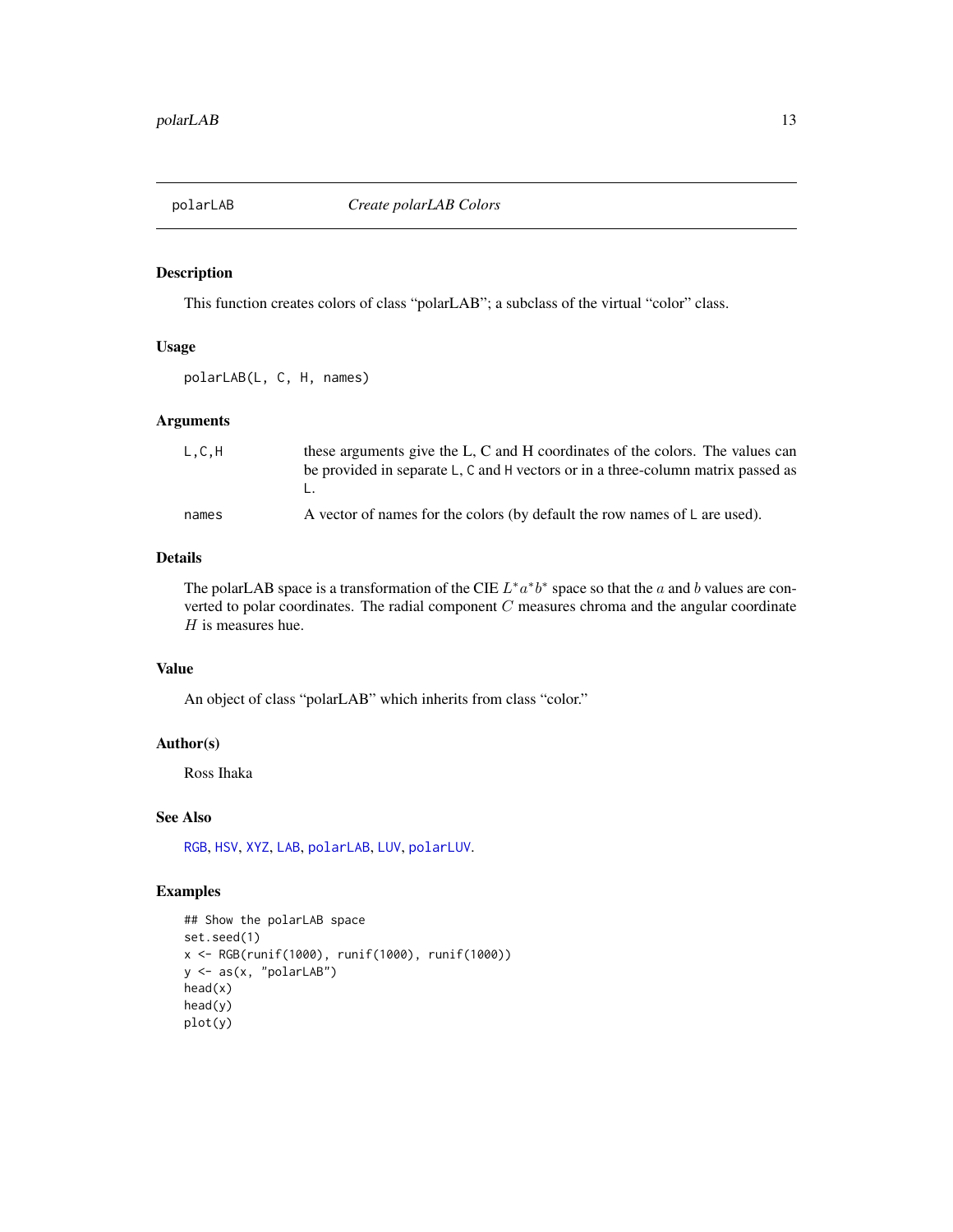# polarLAB — *Create polarLAB Colors*

## Description

This function creates colors of class "polarLAB"; a subclass of the virtual "color" class.

## Usage

```
polarLAB(L, C, H, names)
```

## Arguments

| | |
|---|---|
| `L,C,H` | these arguments give the L, C and H coordinates of the colors. The values can be provided in separate `L`, `C` and `H` vectors or in a three-column matrix passed as `L`. |
| `names` | A vector of names for the colors (by default the row names of `L` are used). |

## Details

The polarLAB space is a transformation of the CIE $L^*a^*b^*$ space so that the $a$ and $b$ values are converted to polar coordinates. The radial component $C$ measures chroma and the angular coordinate $H$ is measures hue.

## Value

An object of class "polarLAB" which inherits from class "color."

## Author(s)

Ross Ihaka

## See Also

`RGB`, `HSV`, `XYZ`, `LAB`, `polarLAB`, `LUV`, `polarLUV`.

## Examples

```
## Show the polarLAB space
set.seed(1)
x <- RGB(runif(1000), runif(1000), runif(1000))
y <- as(x, "polarLAB")
head(x)
head(y)
plot(y)
```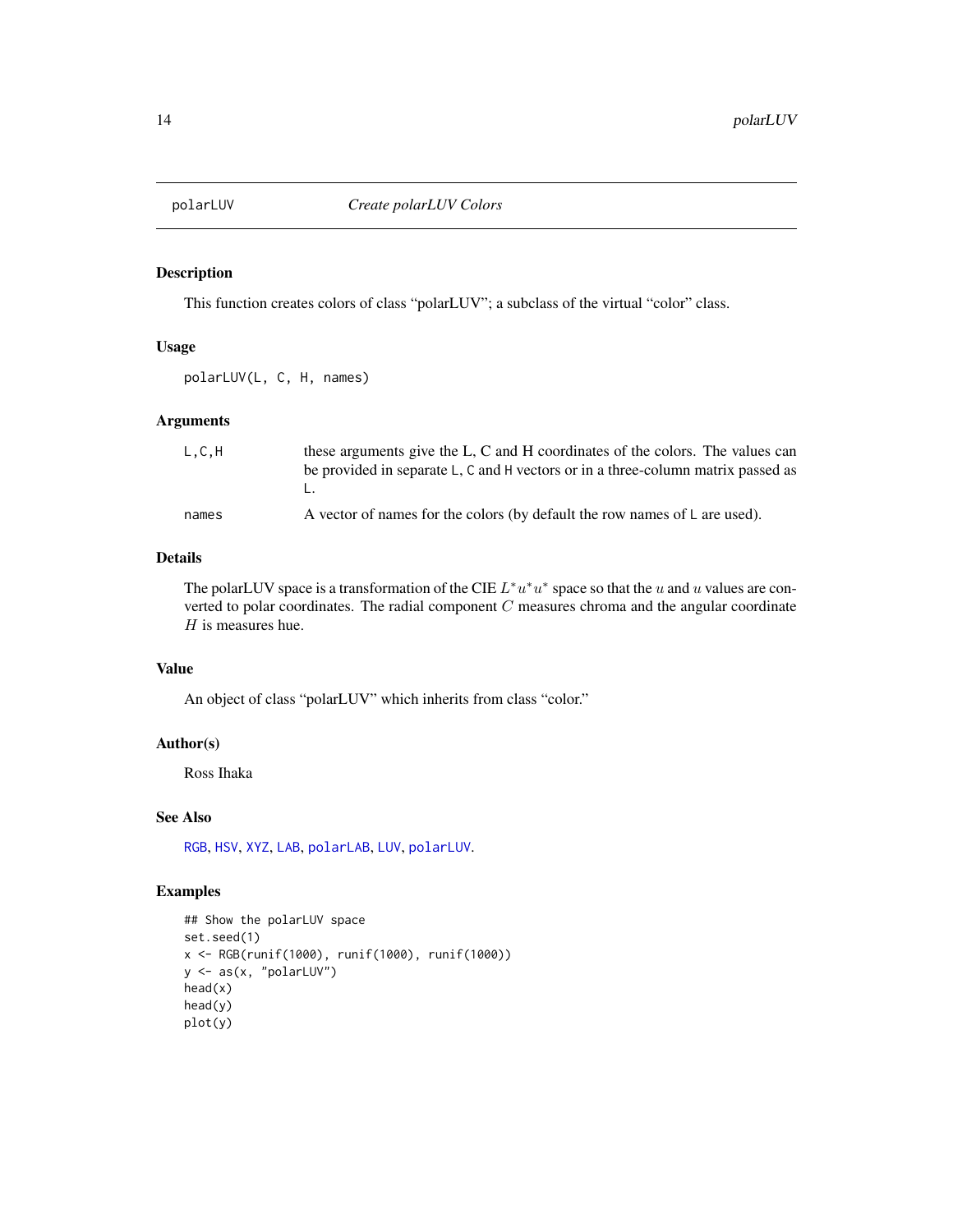polarLUV — *Create polarLUV Colors*

## Description

This function creates colors of class “polarLUV”; a subclass of the virtual “color” class.

## Usage

```
polarLUV(L, C, H, names)
```

## Arguments

| | |
|---|---|
| L,C,H | these arguments give the L, C and H coordinates of the colors. The values can be provided in separate L, C and H vectors or in a three-column matrix passed as L. |
| names | A vector of names for the colors (by default the row names of L are used). |

## Details

The polarLUV space is a transformation of the CIE $L^*u^*u^*$ space so that the $u$ and $u$ values are converted to polar coordinates. The radial component $C$ measures chroma and the angular coordinate $H$ is measures hue.

## Value

An object of class “polarLUV” which inherits from class “color.”

## Author(s)

Ross Ihaka

## See Also

RGB, HSV, XYZ, LAB, polarLAB, LUV, polarLUV.

## Examples

```
## Show the polarLUV space
set.seed(1)
x <- RGB(runif(1000), runif(1000), runif(1000))
y <- as(x, "polarLUV")
head(x)
head(y)
plot(y)
```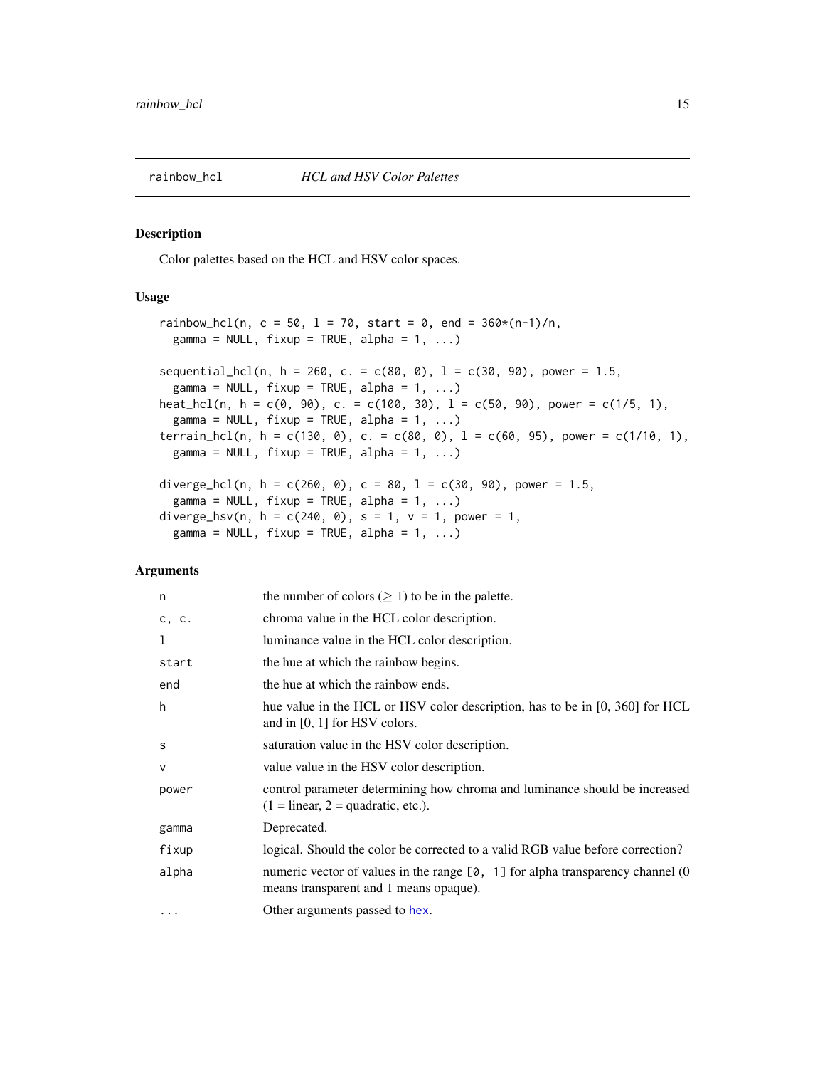# rainbow_hcl — *HCL and HSV Color Palettes*

## Description

Color palettes based on the HCL and HSV color spaces.

## Usage

```
rainbow_hcl(n, c = 50, l = 70, start = 0, end = 360*(n-1)/n,
  gamma = NULL, fixup = TRUE, alpha = 1, ...)

sequential_hcl(n, h = 260, c. = c(80, 0), l = c(30, 90), power = 1.5,
  gamma = NULL, fixup = TRUE, alpha = 1, ...)
heat_hcl(n, h = c(0, 90), c. = c(100, 30), l = c(50, 90), power = c(1/5, 1),
  gamma = NULL, fixup = TRUE, alpha = 1, ...)
terrain_hcl(n, h = c(130, 0), c. = c(80, 0), l = c(60, 95), power = c(1/10, 1),
  gamma = NULL, fixup = TRUE, alpha = 1, ...)

diverge_hcl(n, h = c(260, 0), c = 80, l = c(30, 90), power = 1.5,
  gamma = NULL, fixup = TRUE, alpha = 1, ...)
diverge_hsv(n, h = c(240, 0), s = 1, v = 1, power = 1,
  gamma = NULL, fixup = TRUE, alpha = 1, ...)
```

## Arguments

| Argument | Description |
|---|---|
| `n` | the number of colors ($\geq 1$) to be in the palette. |
| `c, c.` | chroma value in the HCL color description. |
| `l` | luminance value in the HCL color description. |
| `start` | the hue at which the rainbow begins. |
| `end` | the hue at which the rainbow ends. |
| `h` | hue value in the HCL or HSV color description, has to be in [0, 360] for HCL and in [0, 1] for HSV colors. |
| `s` | saturation value in the HSV color description. |
| `v` | value value in the HSV color description. |
| `power` | control parameter determining how chroma and luminance should be increased (1 = linear, 2 = quadratic, etc.). |
| `gamma` | Deprecated. |
| `fixup` | logical. Should the color be corrected to a valid RGB value before correction? |
| `alpha` | numeric vector of values in the range `[0, 1]` for alpha transparency channel (0 means transparent and 1 means opaque). |
| `...` | Other arguments passed to `hex`. |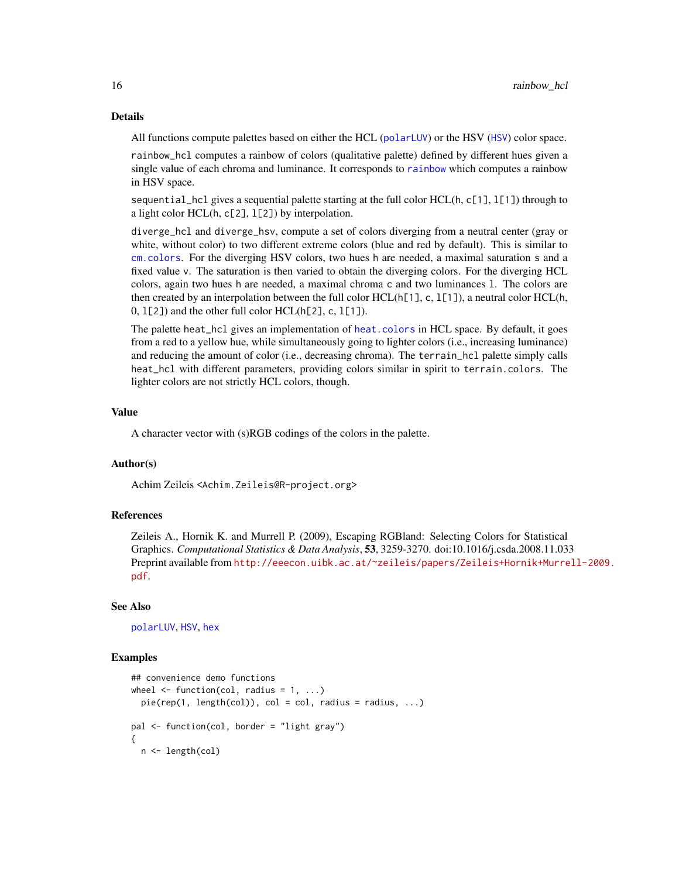## Details

All functions compute palettes based on either the HCL (`polarLUV`) or the HSV (`HSV`) color space.

`rainbow_hcl` computes a rainbow of colors (qualitative palette) defined by different hues given a single value of each chroma and luminance. It corresponds to `rainbow` which computes a rainbow in HSV space.

`sequential_hcl` gives a sequential palette starting at the full color HCL(`h`, `c[1]`, `l[1]`) through to a light color HCL(`h`, `c[2]`, `l[2]`) by interpolation.

`diverge_hcl` and `diverge_hsv`, compute a set of colors diverging from a neutral center (gray or white, without color) to two different extreme colors (blue and red by default). This is similar to `cm.colors`. For the diverging HSV colors, two hues `h` are needed, a maximal saturation `s` and a fixed value `v`. The saturation is then varied to obtain the diverging colors. For the diverging HCL colors, again two hues `h` are needed, a maximal chroma `c` and two luminances `l`. The colors are then created by an interpolation between the full color HCL(`h[1]`, `c`, `l[1]`), a neutral color HCL(`h`, 0, `l[2]`) and the other full color HCL(`h[2]`, `c`, `l[1]`).

The palette `heat_hcl` gives an implementation of `heat.colors` in HCL space. By default, it goes from a red to a yellow hue, while simultaneously going to lighter colors (i.e., increasing luminance) and reducing the amount of color (i.e., decreasing chroma). The `terrain_hcl` palette simply calls `heat_hcl` with different parameters, providing colors similar in spirit to `terrain.colors`. The lighter colors are not strictly HCL colors, though.

## Value

A character vector with (s)RGB codings of the colors in the palette.

## Author(s)

Achim Zeileis <Achim.Zeileis@R-project.org>

## References

Zeileis A., Hornik K. and Murrell P. (2009), Escaping RGBland: Selecting Colors for Statistical Graphics. *Computational Statistics & Data Analysis*, **53**, 3259-3270. doi:10.1016/j.csda.2008.11.033
Preprint available from http://eeecon.uibk.ac.at/~zeileis/papers/Zeileis+Hornik+Murrell-2009.pdf.

## See Also

`polarLUV`, `HSV`, `hex`

## Examples

```
## convenience demo functions
wheel <- function(col, radius = 1, ...)
  pie(rep(1, length(col)), col = col, radius = radius, ...)

pal <- function(col, border = "light gray")
{
  n <- length(col)
```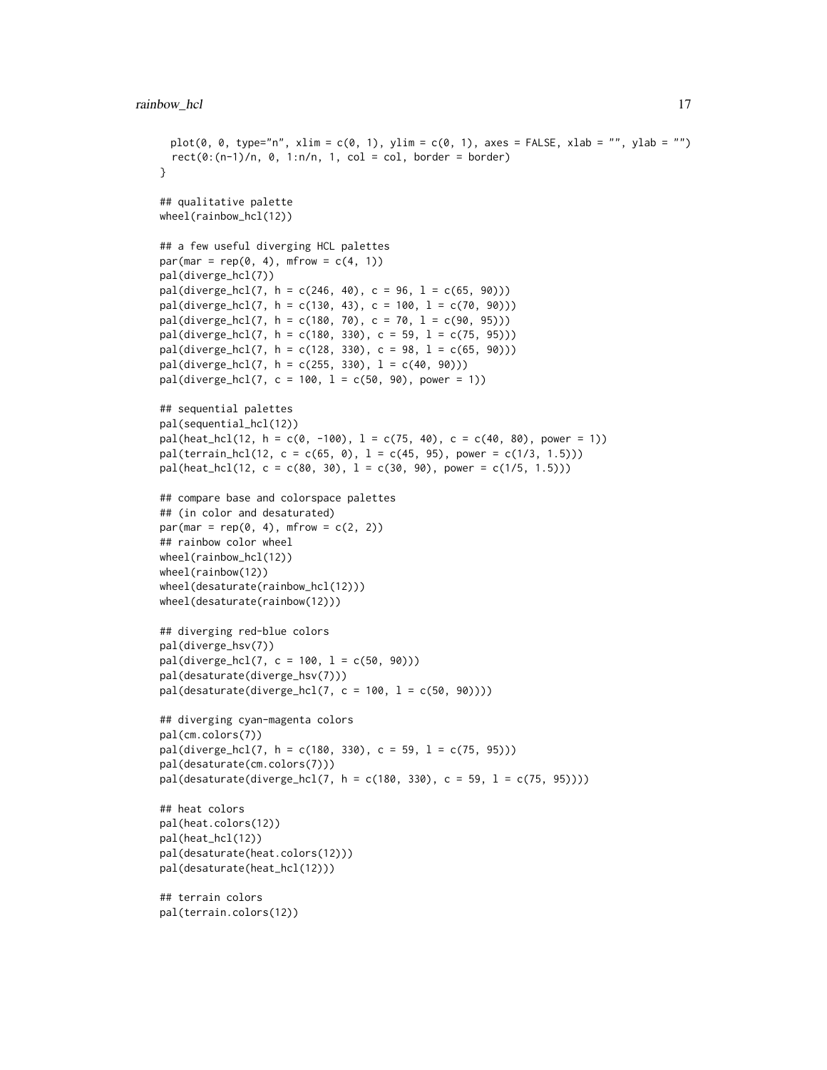```
  plot(0, 0, type="n", xlim = c(0, 1), ylim = c(0, 1), axes = FALSE, xlab = "", ylab = "")
  rect(0:(n-1)/n, 0, 1:n/n, 1, col = col, border = border)
}

## qualitative palette
wheel(rainbow_hcl(12))

## a few useful diverging HCL palettes
par(mar = rep(0, 4), mfrow = c(4, 1))
pal(diverge_hcl(7))
pal(diverge_hcl(7, h = c(246, 40), c = 96, l = c(65, 90)))
pal(diverge_hcl(7, h = c(130, 43), c = 100, l = c(70, 90)))
pal(diverge_hcl(7, h = c(180, 70), c = 70, l = c(90, 95)))
pal(diverge_hcl(7, h = c(180, 330), c = 59, l = c(75, 95)))
pal(diverge_hcl(7, h = c(128, 330), c = 98, l = c(65, 90)))
pal(diverge_hcl(7, h = c(255, 330), l = c(40, 90)))
pal(diverge_hcl(7, c = 100, l = c(50, 90), power = 1))

## sequential palettes
pal(sequential_hcl(12))
pal(heat_hcl(12, h = c(0, -100), l = c(75, 40), c = c(40, 80), power = 1))
pal(terrain_hcl(12, c = c(65, 0), l = c(45, 95), power = c(1/3, 1.5)))
pal(heat_hcl(12, c = c(80, 30), l = c(30, 90), power = c(1/5, 1.5)))

## compare base and colorspace palettes
## (in color and desaturated)
par(mar = rep(0, 4), mfrow = c(2, 2))
## rainbow color wheel
wheel(rainbow_hcl(12))
wheel(rainbow(12))
wheel(desaturate(rainbow_hcl(12)))
wheel(desaturate(rainbow(12)))

## diverging red-blue colors
pal(diverge_hsv(7))
pal(diverge_hcl(7, c = 100, l = c(50, 90)))
pal(desaturate(diverge_hsv(7)))
pal(desaturate(diverge_hcl(7, c = 100, l = c(50, 90))))

## diverging cyan-magenta colors
pal(cm.colors(7))
pal(diverge_hcl(7, h = c(180, 330), c = 59, l = c(75, 95)))
pal(desaturate(cm.colors(7)))
pal(desaturate(diverge_hcl(7, h = c(180, 330), c = 59, l = c(75, 95))))

## heat colors
pal(heat.colors(12))
pal(heat_hcl(12))
pal(desaturate(heat.colors(12)))
pal(desaturate(heat_hcl(12)))

## terrain colors
pal(terrain.colors(12))
```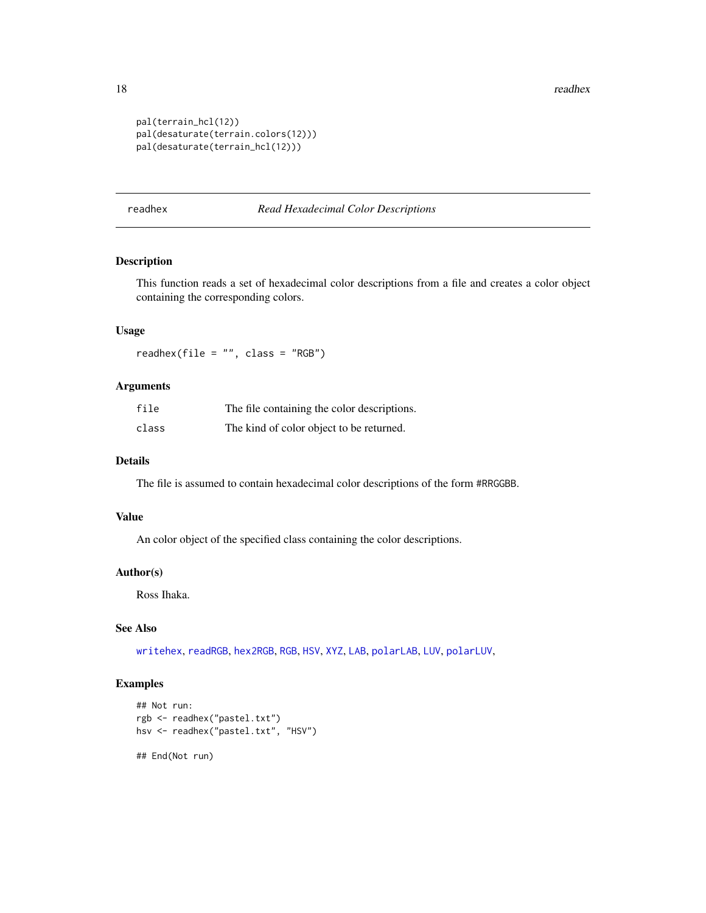```
pal(terrain_hcl(12))
pal(desaturate(terrain.colors(12)))
pal(desaturate(terrain_hcl(12)))
```

---

## readhex — *Read Hexadecimal Color Descriptions*

---

### Description

This function reads a set of hexadecimal color descriptions from a file and creates a color object containing the corresponding colors.

### Usage

```
readhex(file = "", class = "RGB")
```

### Arguments

| | |
|---|---|
| `file` | The file containing the color descriptions. |
| `class` | The kind of color object to be returned. |

### Details

The file is assumed to contain hexadecimal color descriptions of the form `#RRGGBB`.

### Value

An color object of the specified class containing the color descriptions.

### Author(s)

Ross Ihaka.

### See Also

`writehex`, `readRGB`, `hex2RGB`, `RGB`, `HSV`, `XYZ`, `LAB`, `polarLAB`, `LUV`, `polarLUV`,

### Examples

```
## Not run:
rgb <- readhex("pastel.txt")
hsv <- readhex("pastel.txt", "HSV")

## End(Not run)
```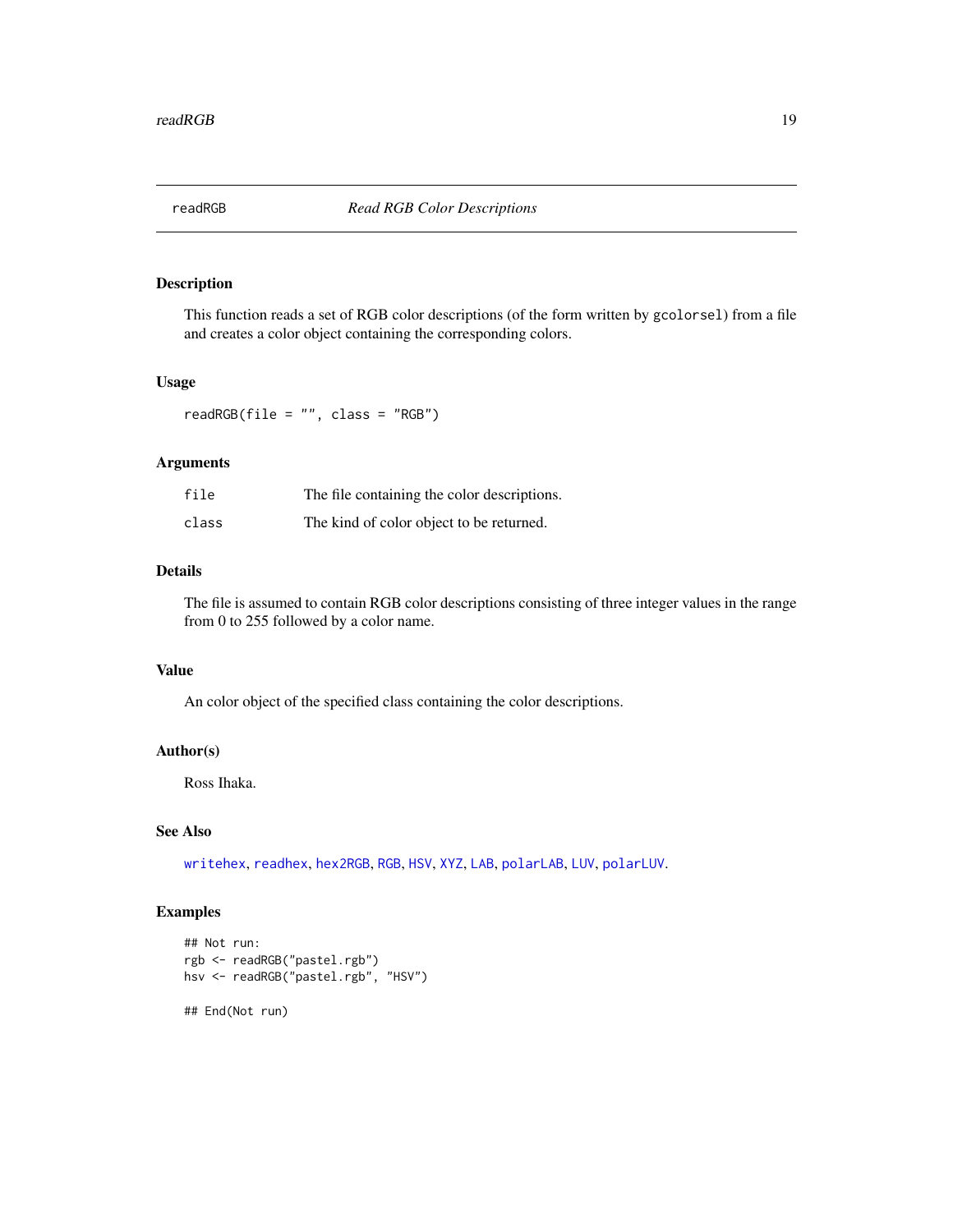# readRGB *Read RGB Color Descriptions*

## Description

This function reads a set of RGB color descriptions (of the form written by `gcolorsel`) from a file and creates a color object containing the corresponding colors.

## Usage

```
readRGB(file = "", class = "RGB")
```

## Arguments

| | |
|---|---|
| `file` | The file containing the color descriptions. |
| `class` | The kind of color object to be returned. |

## Details

The file is assumed to contain RGB color descriptions consisting of three integer values in the range from 0 to 255 followed by a color name.

## Value

An color object of the specified class containing the color descriptions.

## Author(s)

Ross Ihaka.

## See Also

`writehex`, `readhex`, `hex2RGB`, `RGB`, `HSV`, `XYZ`, `LAB`, `polarLAB`, `LUV`, `polarLUV`.

## Examples

```
## Not run:
rgb <- readRGB("pastel.rgb")
hsv <- readRGB("pastel.rgb", "HSV")

## End(Not run)
```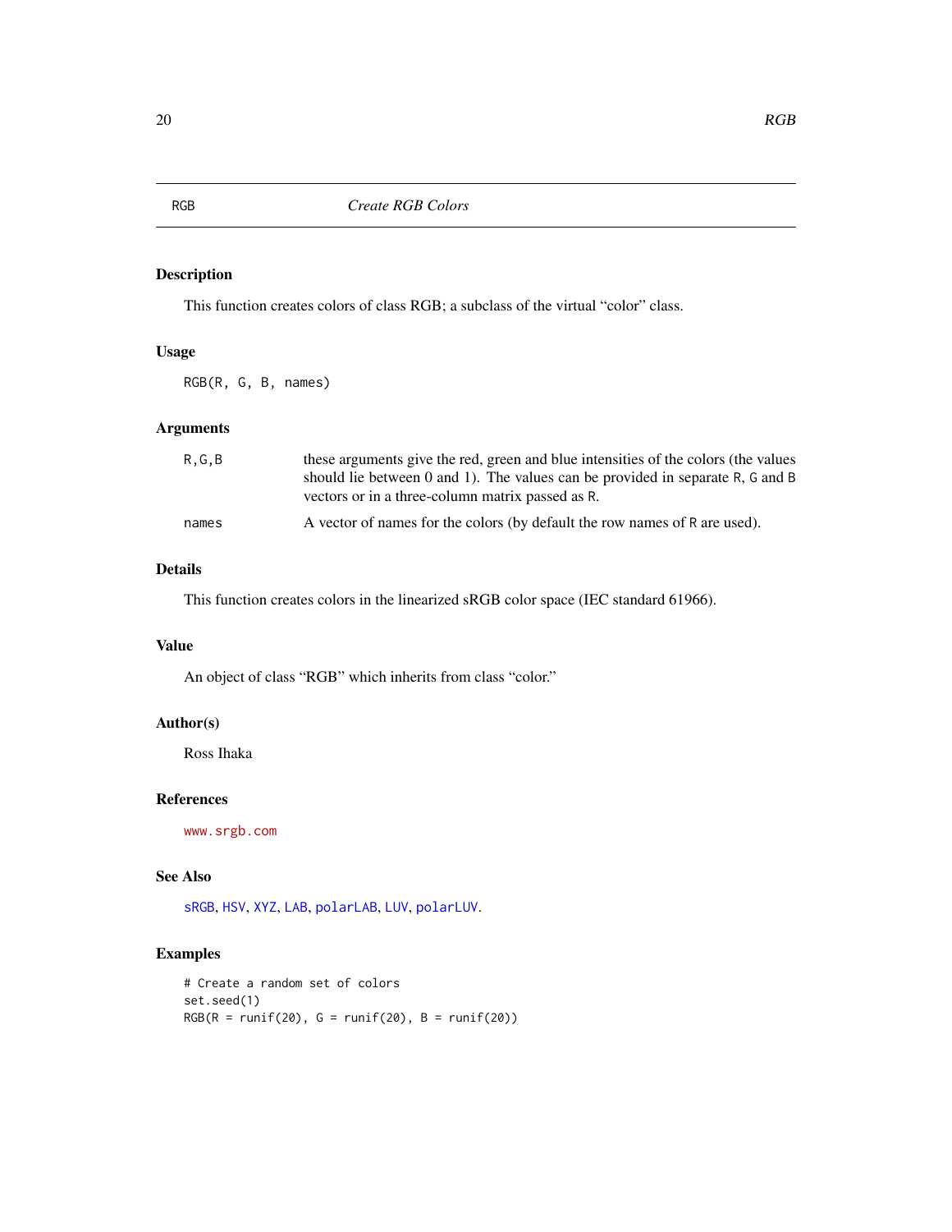# RGB — *Create RGB Colors*

## Description

This function creates colors of class RGB; a subclass of the virtual "color" class.

## Usage

```
RGB(R, G, B, names)
```

## Arguments

| | |
|---|---|
| `R,G,B` | these arguments give the red, green and blue intensities of the colors (the values should lie between 0 and 1). The values can be provided in separate `R`, `G` and `B` vectors or in a three-column matrix passed as `R`. |
| `names` | A vector of names for the colors (by default the row names of `R` are used). |

## Details

This function creates colors in the linearized sRGB color space (IEC standard 61966).

## Value

An object of class "RGB" which inherits from class "color."

## Author(s)

Ross Ihaka

## References

`www.srgb.com`

## See Also

`sRGB`, `HSV`, `XYZ`, `LAB`, `polarLAB`, `LUV`, `polarLUV`.

## Examples

```
# Create a random set of colors
set.seed(1)
RGB(R = runif(20), G = runif(20), B = runif(20))
```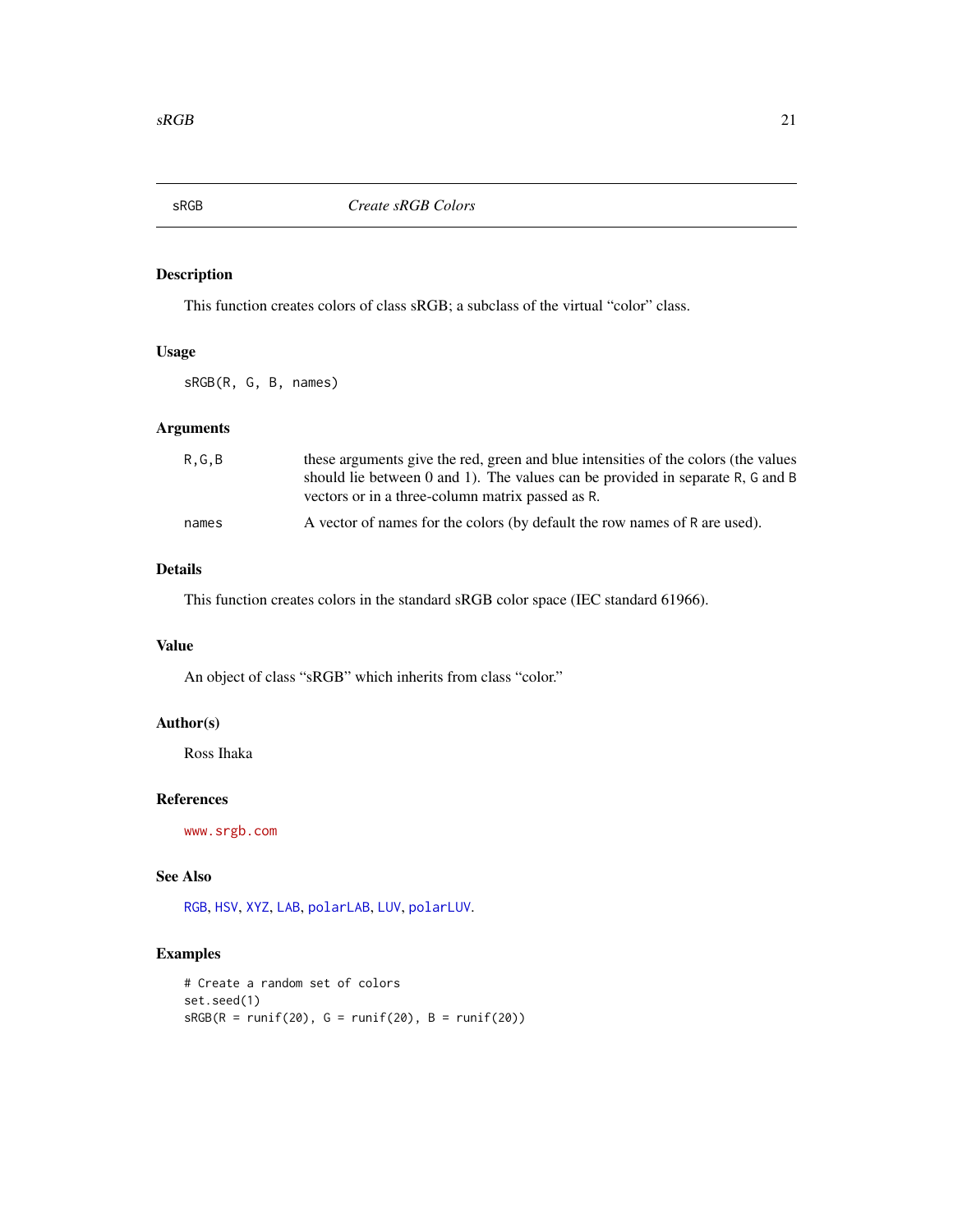## sRGB *Create sRGB Colors*

### Description

This function creates colors of class sRGB; a subclass of the virtual "color" class.

### Usage

```
sRGB(R, G, B, names)
```

### Arguments

| | |
|---|---|
| R,G,B | these arguments give the red, green and blue intensities of the colors (the values should lie between 0 and 1). The values can be provided in separate R, G and B vectors or in a three-column matrix passed as R. |
| names | A vector of names for the colors (by default the row names of R are used). |

### Details

This function creates colors in the standard sRGB color space (IEC standard 61966).

### Value

An object of class "sRGB" which inherits from class "color."

### Author(s)

Ross Ihaka

### References

www.srgb.com

### See Also

RGB, HSV, XYZ, LAB, polarLAB, LUV, polarLUV.

### Examples

```
# Create a random set of colors
set.seed(1)
sRGB(R = runif(20), G = runif(20), B = runif(20))
```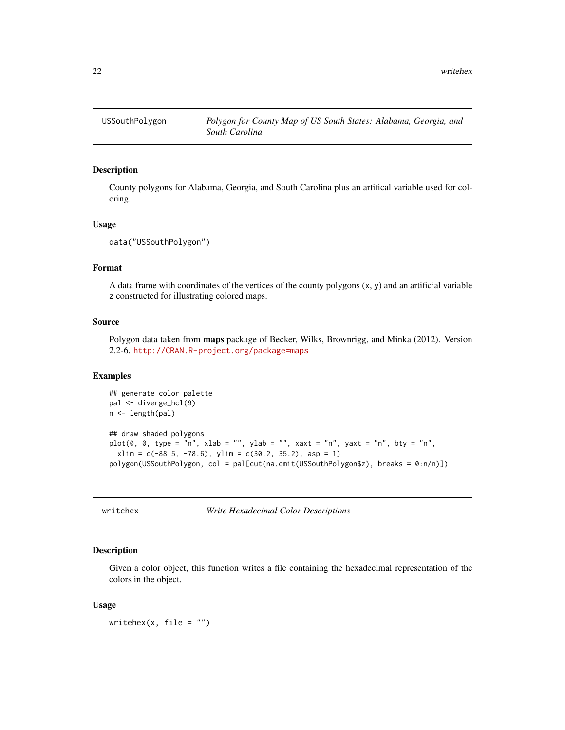## USSouthPolygon — *Polygon for County Map of US South States: Alabama, Georgia, and South Carolina*

### Description

County polygons for Alabama, Georgia, and South Carolina plus an artifical variable used for coloring.

### Usage

```
data("USSouthPolygon")
```

### Format

A data frame with coordinates of the vertices of the county polygons (`x`, `y`) and an artificial variable `z` constructed for illustrating colored maps.

### Source

Polygon data taken from **maps** package of Becker, Wilks, Brownrigg, and Minka (2012). Version 2.2-6. http://CRAN.R-project.org/package=maps

### Examples

```
## generate color palette
pal <- diverge_hcl(9)
n <- length(pal)

## draw shaded polygons
plot(0, 0, type = "n", xlab = "", ylab = "", xaxt = "n", yaxt = "n", bty = "n",
  xlim = c(-88.5, -78.6), ylim = c(30.2, 35.2), asp = 1)
polygon(USSouthPolygon, col = pal[cut(na.omit(USSouthPolygon$z), breaks = 0:n/n)])
```

## writehex — *Write Hexadecimal Color Descriptions*

### Description

Given a color object, this function writes a file containing the hexadecimal representation of the colors in the object.

### Usage

```
writehex(x, file = "")
```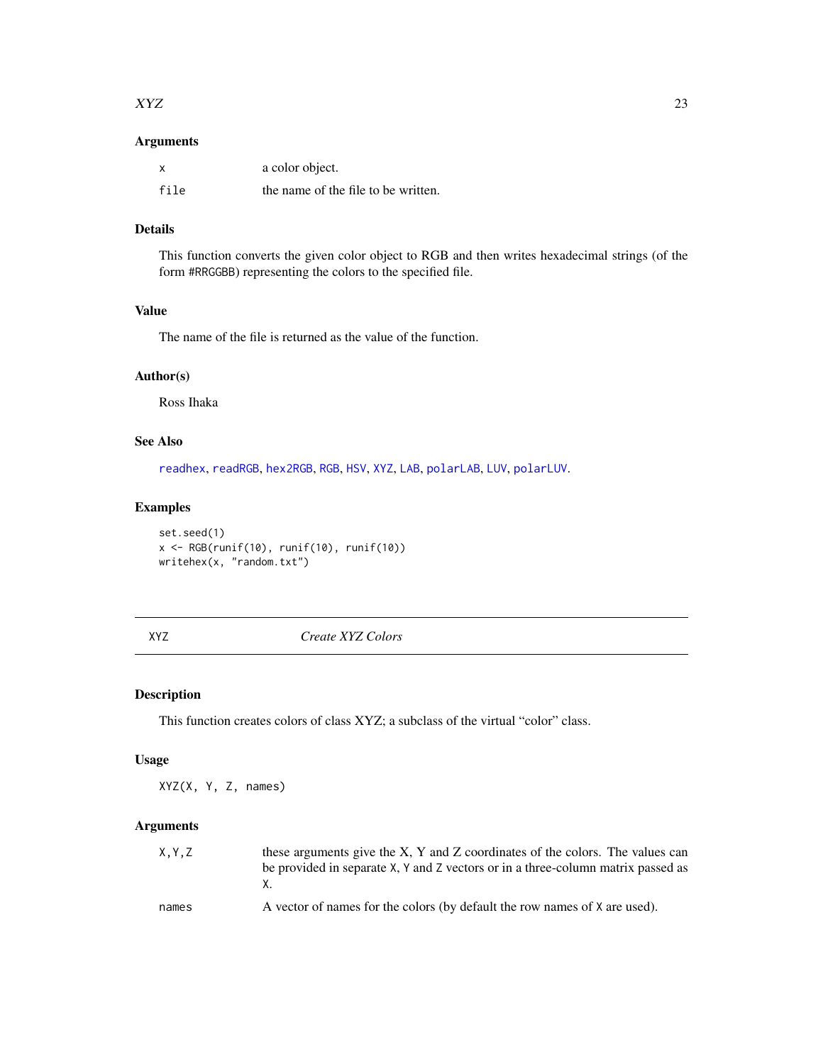### Arguments

| | |
|---|---|
| `x` | a color object. |
| `file` | the name of the file to be written. |

### Details

This function converts the given color object to RGB and then writes hexadecimal strings (of the form `#RRGGBB`) representing the colors to the specified file.

### Value

The name of the file is returned as the value of the function.

### Author(s)

Ross Ihaka

### See Also

`readhex`, `readRGB`, `hex2RGB`, `RGB`, `HSV`, `XYZ`, `LAB`, `polarLAB`, `LUV`, `polarLUV`.

### Examples

```
set.seed(1)
x <- RGB(runif(10), runif(10), runif(10))
writehex(x, "random.txt")
```

---

## XYZ *Create XYZ Colors*

---

### Description

This function creates colors of class XYZ; a subclass of the virtual "color" class.

### Usage

```
XYZ(X, Y, Z, names)
```

### Arguments

| | |
|---|---|
| `X,Y,Z` | these arguments give the X, Y and Z coordinates of the colors. The values can be provided in separate `X`, `Y` and `Z` vectors or in a three-column matrix passed as `X`. |
| `names` | A vector of names for the colors (by default the row names of `X` are used). |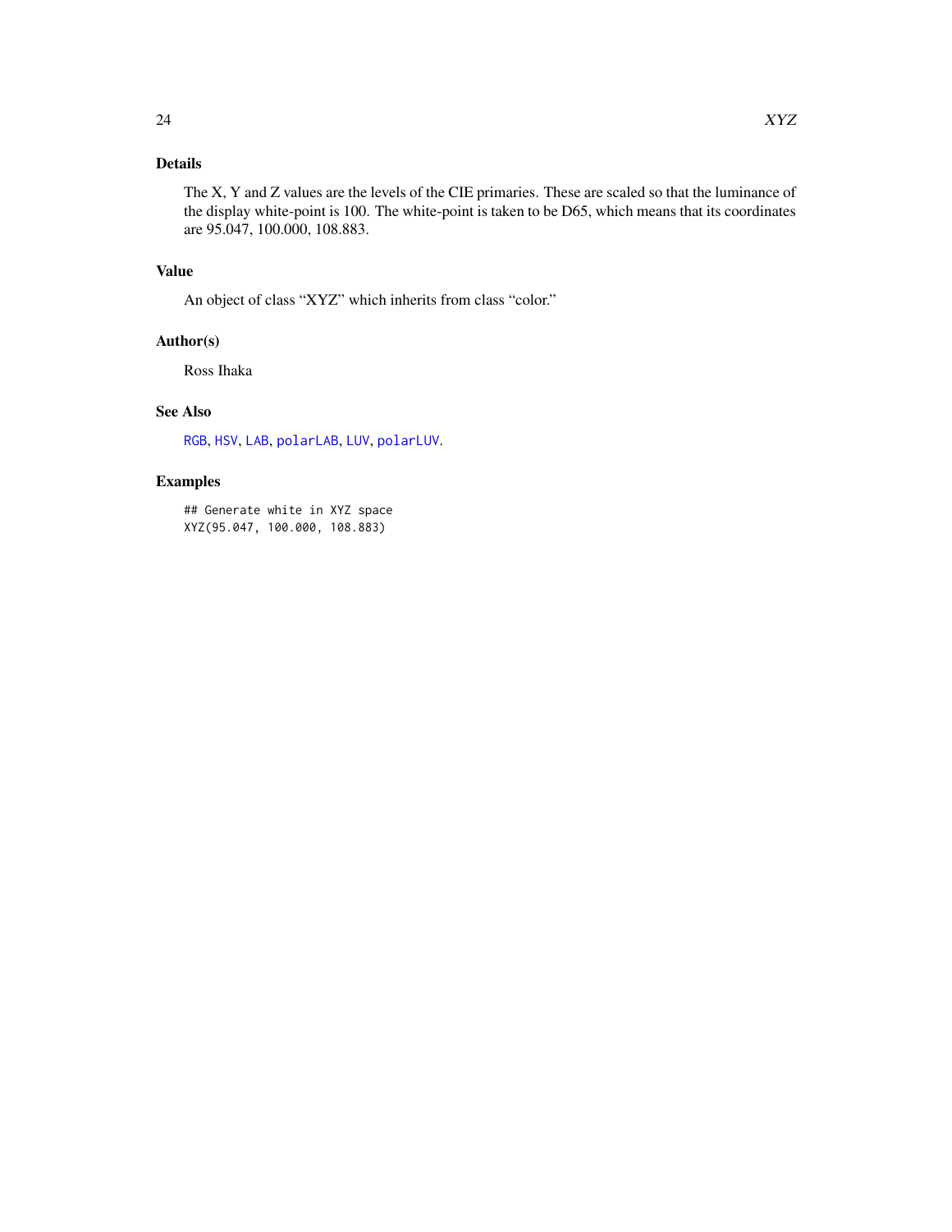## Details

The X, Y and Z values are the levels of the CIE primaries. These are scaled so that the luminance of the display white-point is 100. The white-point is taken to be D65, which means that its coordinates are 95.047, 100.000, 108.883.

## Value

An object of class "XYZ" which inherits from class "color."

## Author(s)

Ross Ihaka

## See Also

RGB, HSV, LAB, polarLAB, LUV, polarLUV.

## Examples

```
## Generate white in XYZ space
XYZ(95.047, 100.000, 108.883)
```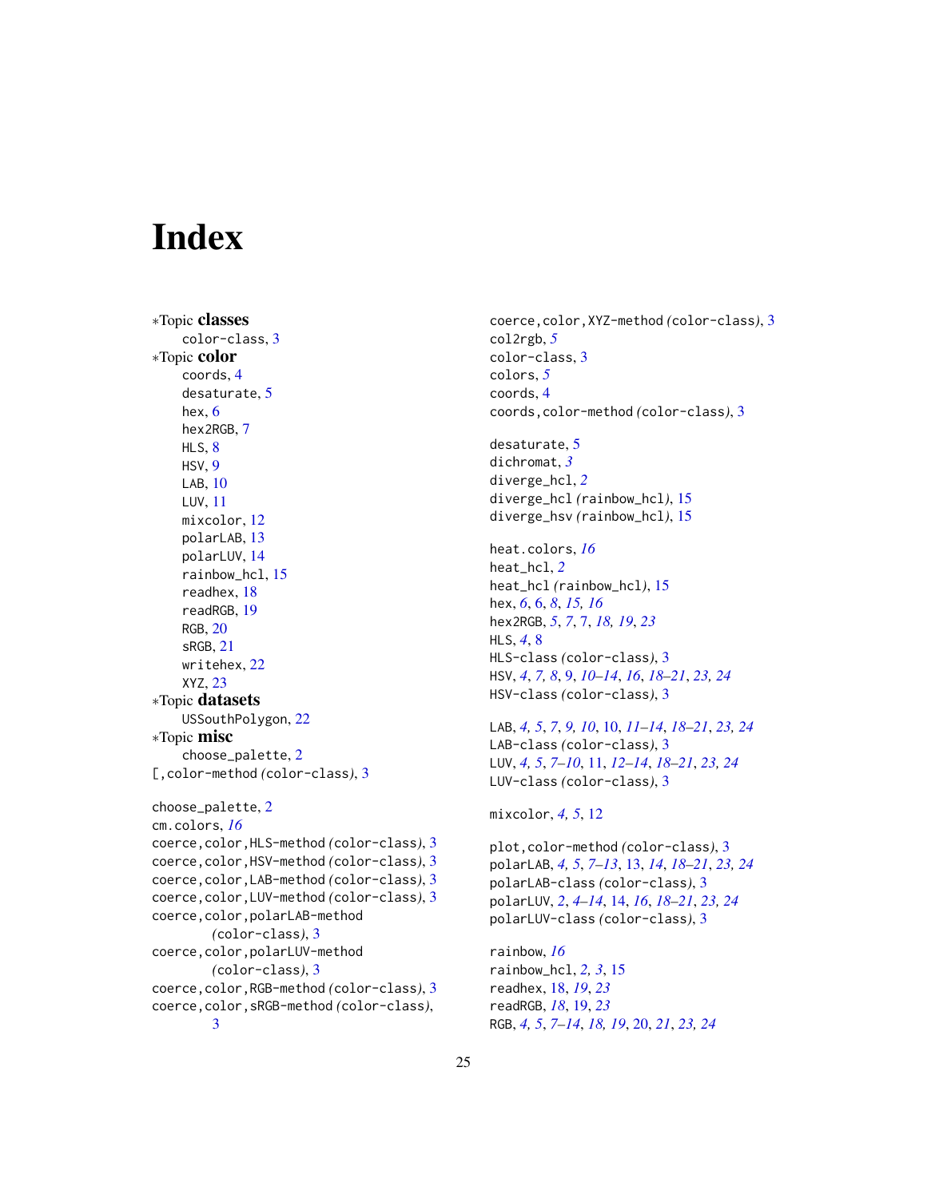# Index

∗Topic **classes**
- color-class, 3

∗Topic **color**
- coords, 4
- desaturate, 5
- hex, 6
- hex2RGB, 7
- HLS, 8
- HSV, 9
- LAB, 10
- LUV, 11
- mixcolor, 12
- polarLAB, 13
- polarLUV, 14
- rainbow_hcl, 15
- readhex, 18
- readRGB, 19
- RGB, 20
- sRGB, 21
- writehex, 22
- XYZ, 23

∗Topic **datasets**
- USSouthPolygon, 22

∗Topic **misc**
- choose_palette, 2

[,color-method *(color-class)*, 3

choose_palette, 2
cm.colors, *16*
coerce,color,HLS-method *(color-class)*, 3
coerce,color,HSV-method *(color-class)*, 3
coerce,color,LAB-method *(color-class)*, 3
coerce,color,LUV-method *(color-class)*, 3
coerce,color,polarLAB-method *(color-class)*, 3
coerce,color,polarLUV-method *(color-class)*, 3
coerce,color,RGB-method *(color-class)*, 3
coerce,color,sRGB-method *(color-class)*, 3
coerce,color,XYZ-method *(color-class)*, 3
col2rgb, *5*
color-class, 3
colors, *5*
coords, 4
coords,color-method *(color-class)*, 3

desaturate, 5
dichromat, *3*
diverge_hcl, *2*
diverge_hcl *(rainbow_hcl)*, 15
diverge_hsv *(rainbow_hcl)*, 15

heat.colors, *16*
heat_hcl, *2*
heat_hcl *(rainbow_hcl)*, 15
hex, *6*, 6, *8*, *15, 16*
hex2RGB, *5*, *7*, 7, *18, 19*, *23*
HLS, *4*, 8
HLS-class *(color-class)*, 3
HSV, *4*, *7, 8*, 9, *10–14*, *16*, *18–21*, *23, 24*
HSV-class *(color-class)*, 3

LAB, *4, 5*, *7*, *9, 10*, 10, *11–14*, *18–21*, *23, 24*
LAB-class *(color-class)*, 3
LUV, *4, 5*, *7–10*, 11, *12–14*, *18–21*, *23, 24*
LUV-class *(color-class)*, 3

mixcolor, *4, 5*, 12

plot,color-method *(color-class)*, 3
polarLAB, *4, 5*, *7–13*, 13, *14*, *18–21*, *23, 24*
polarLAB-class *(color-class)*, 3
polarLUV, *2*, *4–14*, 14, *16*, *18–21*, *23, 24*
polarLUV-class *(color-class)*, 3

rainbow, *16*
rainbow_hcl, *2, 3*, 15
readhex, 18, *19*, *23*
readRGB, *18*, 19, *23*
RGB, *4, 5*, *7–14*, *18, 19*, 20, *21*, *23, 24*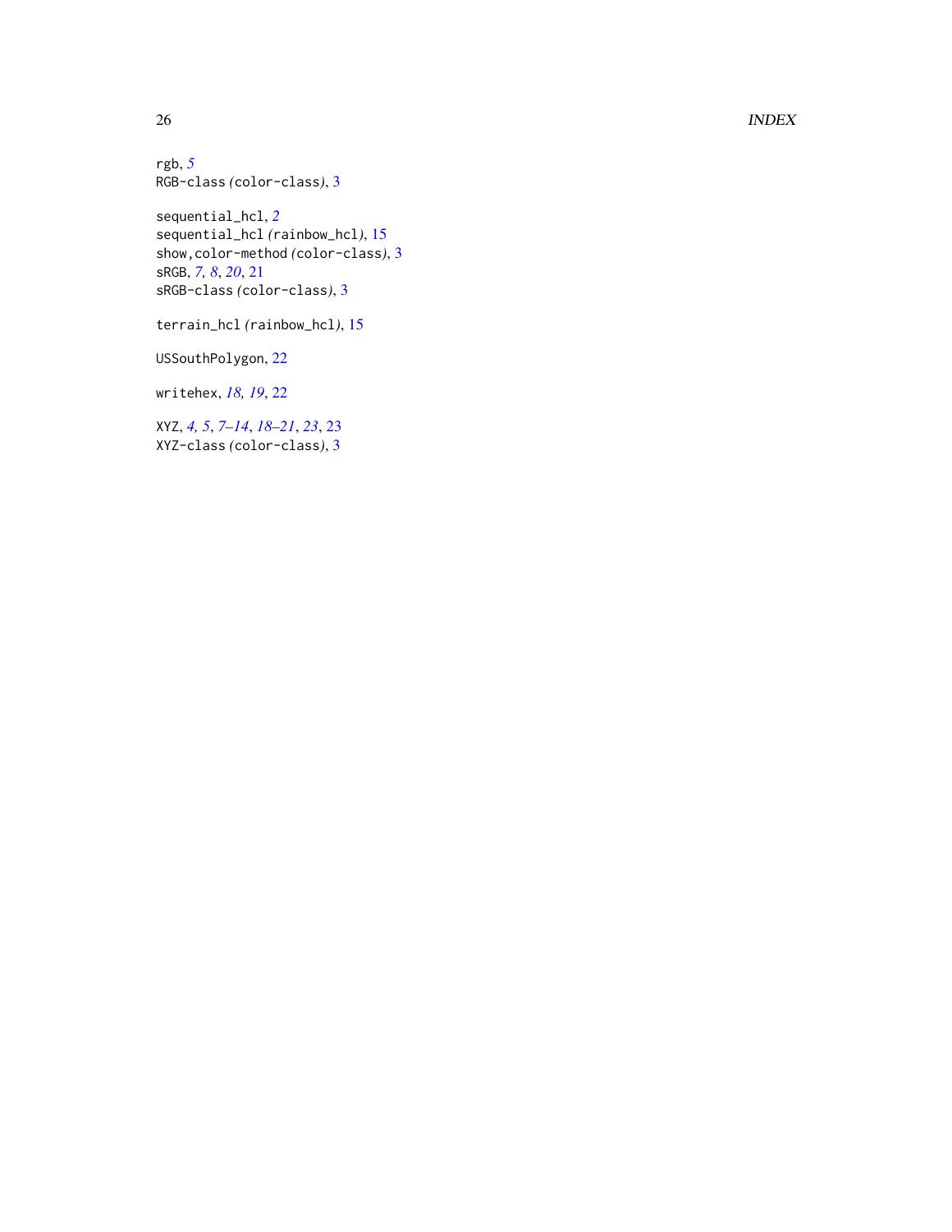rgb, *5*
RGB-class *(*color-class*)*, 3

sequential_hcl, *2*
sequential_hcl *(*rainbow_hcl*)*, 15
show,color-method *(*color-class*)*, 3
sRGB, *7, 8*, *20*, 21
sRGB-class *(*color-class*)*, 3

terrain_hcl *(*rainbow_hcl*)*, 15

USSouthPolygon, 22

writehex, *18, 19*, 22

XYZ, *4, 5*, *7–14*, *18–21*, *23*, 23
XYZ-class *(*color-class*)*, 3